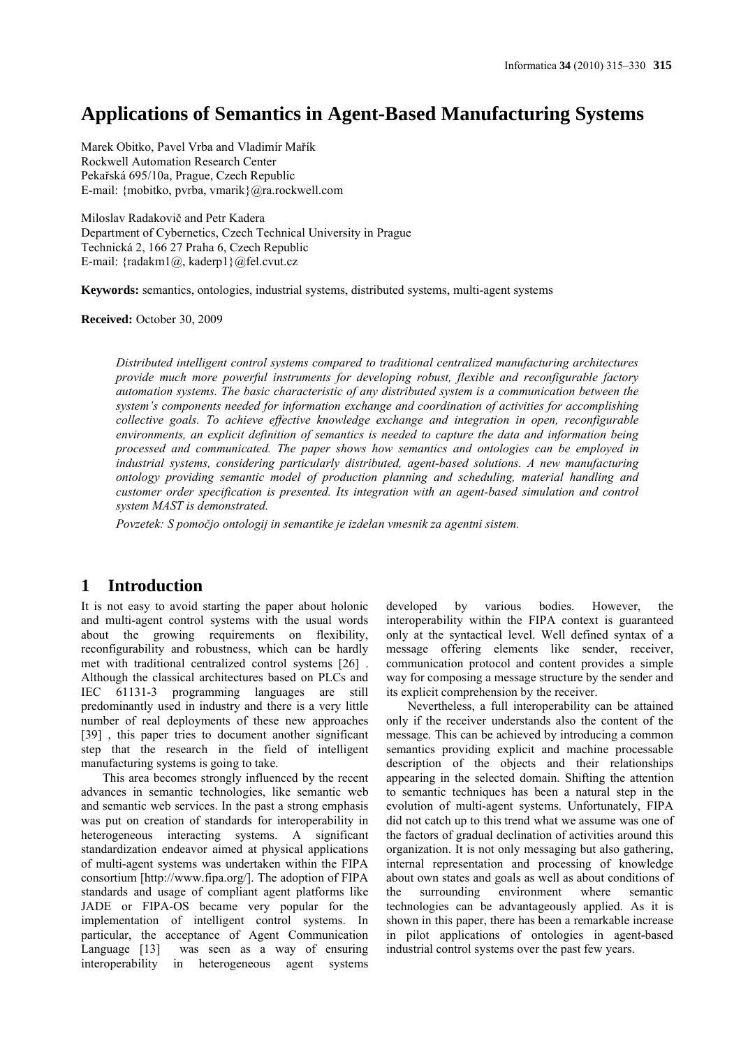# Applications of Semantics in Agent-Based Manufacturing Systems

Marek Obitko, Pavel Vrba and Vladimír Mařík
Rockwell Automation Research Center
Pekařská 695/10a, Prague, Czech Republic
E-mail: {mobitko, pvrba, vmarik}@ra.rockwell.com

Miloslav Radakovič and Petr Kadera
Department of Cybernetics, Czech Technical University in Prague
Technická 2, 166 27 Praha 6, Czech Republic
E-mail: {radakm1@, kaderp1}@fel.cvut.cz

**Keywords:** semantics, ontologies, industrial systems, distributed systems, multi-agent systems

**Received:** October 30, 2009

*Distributed intelligent control systems compared to traditional centralized manufacturing architectures provide much more powerful instruments for developing robust, flexible and reconfigurable factory automation systems. The basic characteristic of any distributed system is a communication between the system's components needed for information exchange and coordination of activities for accomplishing collective goals. To achieve effective knowledge exchange and integration in open, reconfigurable environments, an explicit definition of semantics is needed to capture the data and information being processed and communicated. The paper shows how semantics and ontologies can be employed in industrial systems, considering particularly distributed, agent-based solutions. A new manufacturing ontology providing semantic model of production planning and scheduling, material handling and customer order specification is presented. Its integration with an agent-based simulation and control system MAST is demonstrated.*

*Povzetek: S pomočjo ontologij in semantike je izdelan vmesnik za agentni sistem.*

## 1 Introduction

It is not easy to avoid starting the paper about holonic and multi-agent control systems with the usual words about the growing requirements on flexibility, reconfigurability and robustness, which can be hardly met with traditional centralized control systems [26] . Although the classical architectures based on PLCs and IEC 61131-3 programming languages are still predominantly used in industry and there is a very little number of real deployments of these new approaches [39] , this paper tries to document another significant step that the research in the field of intelligent manufacturing systems is going to take.

This area becomes strongly influenced by the recent advances in semantic technologies, like semantic web and semantic web services. In the past a strong emphasis was put on creation of standards for interoperability in heterogeneous interacting systems. A significant standardization endeavor aimed at physical applications of multi-agent systems was undertaken within the FIPA consortium [http://www.fipa.org/]. The adoption of FIPA standards and usage of compliant agent platforms like JADE or FIPA-OS became very popular for the implementation of intelligent control systems. In particular, the acceptance of Agent Communication Language [13] was seen as a way of ensuring interoperability in heterogeneous agent systems developed by various bodies. However, the interoperability within the FIPA context is guaranteed only at the syntactical level. Well defined syntax of a message offering elements like sender, receiver, communication protocol and content provides a simple way for composing a message structure by the sender and its explicit comprehension by the receiver.

Nevertheless, a full interoperability can be attained only if the receiver understands also the content of the message. This can be achieved by introducing a common semantics providing explicit and machine processable description of the objects and their relationships appearing in the selected domain. Shifting the attention to semantic techniques has been a natural step in the evolution of multi-agent systems. Unfortunately, FIPA did not catch up to this trend what we assume was one of the factors of gradual declination of activities around this organization. It is not only messaging but also gathering, internal representation and processing of knowledge about own states and goals as well as about conditions of the surrounding environment where semantic technologies can be advantageously applied. As it is shown in this paper, there has been a remarkable increase in pilot applications of ontologies in agent-based industrial control systems over the past few years.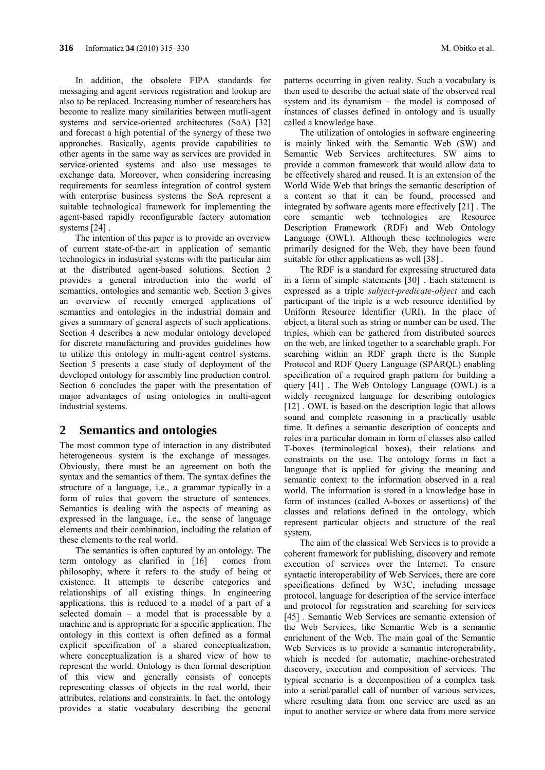In addition, the obsolete FIPA standards for messaging and agent services registration and lookup are also to be replaced. Increasing number of researchers has become to realize many similarities between mutli-agent systems and service-oriented architectures (SoA) [32] and forecast a high potential of the synergy of these two approaches. Basically, agents provide capabilities to other agents in the same way as services are provided in service-oriented systems and also use messages to exchange data. Moreover, when considering increasing requirements for seamless integration of control system with enterprise business systems the SoA represent a suitable technological framework for implementing the agent-based rapidly reconfigurable factory automation systems [24] .

The intention of this paper is to provide an overview of current state-of-the-art in application of semantic technologies in industrial systems with the particular aim at the distributed agent-based solutions. Section 2 provides a general introduction into the world of semantics, ontologies and semantic web. Section 3 gives an overview of recently emerged applications of semantics and ontologies in the industrial domain and gives a summary of general aspects of such applications. Section 4 describes a new modular ontology developed for discrete manufacturing and provides guidelines how to utilize this ontology in multi-agent control systems. Section 5 presents a case study of deployment of the developed ontology for assembly line production control. Section 6 concludes the paper with the presentation of major advantages of using ontologies in multi-agent industrial systems.

## 2 Semantics and ontologies

The most common type of interaction in any distributed heterogeneous system is the exchange of messages. Obviously, there must be an agreement on both the syntax and the semantics of them. The syntax defines the structure of a language, i.e., a grammar typically in a form of rules that govern the structure of sentences. Semantics is dealing with the aspects of meaning as expressed in the language, i.e., the sense of language elements and their combination, including the relation of these elements to the real world.

The semantics is often captured by an ontology. The term ontology as clarified in [16] comes from philosophy, where it refers to the study of being or existence. It attempts to describe categories and relationships of all existing things. In engineering applications, this is reduced to a model of a part of a selected domain – a model that is processable by a machine and is appropriate for a specific application. The ontology in this context is often defined as a formal explicit specification of a shared conceptualization, where conceptualization is a shared view of how to represent the world. Ontology is then formal description of this view and generally consists of concepts representing classes of objects in the real world, their attributes, relations and constraints. In fact, the ontology provides a static vocabulary describing the general patterns occurring in given reality. Such a vocabulary is then used to describe the actual state of the observed real system and its dynamism – the model is composed of instances of classes defined in ontology and is usually called a knowledge base.

The utilization of ontologies in software engineering is mainly linked with the Semantic Web (SW) and Semantic Web Services architectures. SW aims to provide a common framework that would allow data to be effectively shared and reused. It is an extension of the World Wide Web that brings the semantic description of a content so that it can be found, processed and integrated by software agents more effectively [21] . The core semantic web technologies are Resource Description Framework (RDF) and Web Ontology Language (OWL). Although these technologies were primarily designed for the Web, they have been found suitable for other applications as well [38] .

The RDF is a standard for expressing structured data in a form of simple statements [30] . Each statement is expressed as a triple *subject-predicate-object* and each participant of the triple is a web resource identified by Uniform Resource Identifier (URI). In the place of object, a literal such as string or number can be used. The triples, which can be gathered from distributed sources on the web, are linked together to a searchable graph. For searching within an RDF graph there is the Simple Protocol and RDF Query Language (SPARQL) enabling specification of a required graph pattern for building a query [41] . The Web Ontology Language (OWL) is a widely recognized language for describing ontologies [12] . OWL is based on the description logic that allows sound and complete reasoning in a practically usable time. It defines a semantic description of concepts and roles in a particular domain in form of classes also called T-boxes (terminological boxes), their relations and constraints on the use. The ontology forms in fact a language that is applied for giving the meaning and semantic context to the information observed in a real world. The information is stored in a knowledge base in form of instances (called A-boxes or assertions) of the classes and relations defined in the ontology, which represent particular objects and structure of the real system.

The aim of the classical Web Services is to provide a coherent framework for publishing, discovery and remote execution of services over the Internet. To ensure syntactic interoperability of Web Services, there are core specifications defined by W3C, including message protocol, language for description of the service interface and protocol for registration and searching for services [45] . Semantic Web Services are semantic extension of the Web Services, like Semantic Web is a semantic enrichment of the Web. The main goal of the Semantic Web Services is to provide a semantic interoperability, which is needed for automatic, machine-orchestrated discovery, execution and composition of services. The typical scenario is a decomposition of a complex task into a serial/parallel call of number of various services, where resulting data from one service are used as an input to another service or where data from more service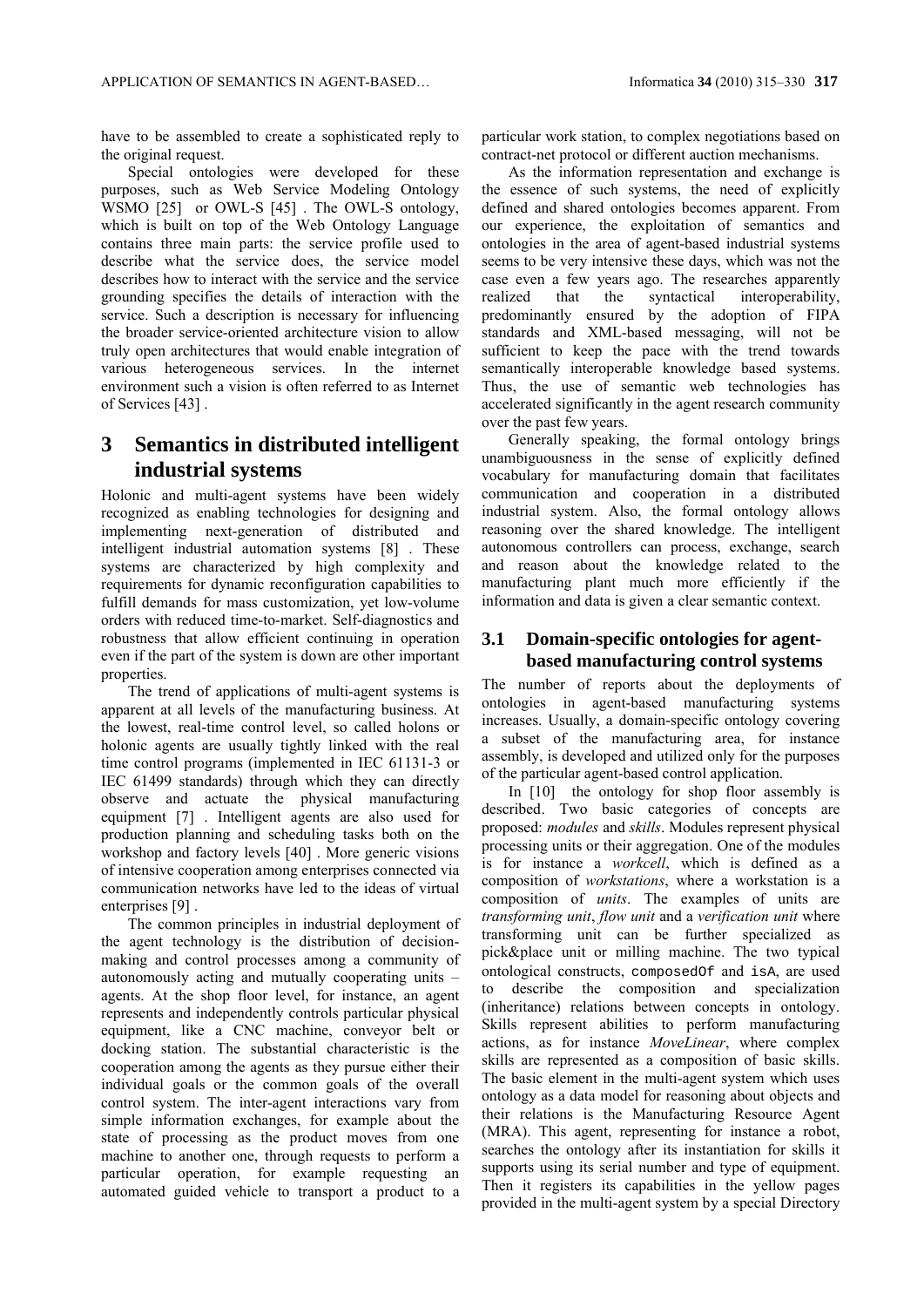have to be assembled to create a sophisticated reply to the original request.

Special ontologies were developed for these purposes, such as Web Service Modeling Ontology WSMO [25] or OWL-S [45] . The OWL-S ontology, which is built on top of the Web Ontology Language contains three main parts: the service profile used to describe what the service does, the service model describes how to interact with the service and the service grounding specifies the details of interaction with the service. Such a description is necessary for influencing the broader service-oriented architecture vision to allow truly open architectures that would enable integration of various heterogeneous services. In the internet environment such a vision is often referred to as Internet of Services [43] .

# 3 Semantics in distributed intelligent industrial systems

Holonic and multi-agent systems have been widely recognized as enabling technologies for designing and implementing next-generation of distributed and intelligent industrial automation systems [8] . These systems are characterized by high complexity and requirements for dynamic reconfiguration capabilities to fulfill demands for mass customization, yet low-volume orders with reduced time-to-market. Self-diagnostics and robustness that allow efficient continuing in operation even if the part of the system is down are other important properties.

The trend of applications of multi-agent systems is apparent at all levels of the manufacturing business. At the lowest, real-time control level, so called holons or holonic agents are usually tightly linked with the real time control programs (implemented in IEC 61131-3 or IEC 61499 standards) through which they can directly observe and actuate the physical manufacturing equipment [7] . Intelligent agents are also used for production planning and scheduling tasks both on the workshop and factory levels [40] . More generic visions of intensive cooperation among enterprises connected via communication networks have led to the ideas of virtual enterprises [9] .

The common principles in industrial deployment of the agent technology is the distribution of decision-making and control processes among a community of autonomously acting and mutually cooperating units – agents. At the shop floor level, for instance, an agent represents and independently controls particular physical equipment, like a CNC machine, conveyor belt or docking station. The substantial characteristic is the cooperation among the agents as they pursue either their individual goals or the common goals of the overall control system. The inter-agent interactions vary from simple information exchanges, for example about the state of processing as the product moves from one machine to another one, through requests to perform a particular operation, for example requesting an automated guided vehicle to transport a product to a particular work station, to complex negotiations based on contract-net protocol or different auction mechanisms.

As the information representation and exchange is the essence of such systems, the need of explicitly defined and shared ontologies becomes apparent. From our experience, the exploitation of semantics and ontologies in the area of agent-based industrial systems seems to be very intensive these days, which was not the case even a few years ago. The researches apparently realized that the syntactical interoperability, predominantly ensured by the adoption of FIPA standards and XML-based messaging, will not be sufficient to keep the pace with the trend towards semantically interoperable knowledge based systems. Thus, the use of semantic web technologies has accelerated significantly in the agent research community over the past few years.

Generally speaking, the formal ontology brings unambiguousness in the sense of explicitly defined vocabulary for manufacturing domain that facilitates communication and cooperation in a distributed industrial system. Also, the formal ontology allows reasoning over the shared knowledge. The intelligent autonomous controllers can process, exchange, search and reason about the knowledge related to the manufacturing plant much more efficiently if the information and data is given a clear semantic context.

## 3.1 Domain-specific ontologies for agent-based manufacturing control systems

The number of reports about the deployments of ontologies in agent-based manufacturing systems increases. Usually, a domain-specific ontology covering a subset of the manufacturing area, for instance assembly, is developed and utilized only for the purposes of the particular agent-based control application.

In [10] the ontology for shop floor assembly is described. Two basic categories of concepts are proposed: *modules* and *skills*. Modules represent physical processing units or their aggregation. One of the modules is for instance a *workcell*, which is defined as a composition of *workstations*, where a workstation is a composition of *units*. The examples of units are *transforming unit*, *flow unit* and a *verification unit* where transforming unit can be further specialized as pick&place unit or milling machine. The two typical ontological constructs, `composedOf` and `isA`, are used to describe the composition and specialization (inheritance) relations between concepts in ontology. Skills represent abilities to perform manufacturing actions, as for instance *MoveLinear*, where complex skills are represented as a composition of basic skills. The basic element in the multi-agent system which uses ontology as a data model for reasoning about objects and their relations is the Manufacturing Resource Agent (MRA). This agent, representing for instance a robot, searches the ontology after its instantiation for skills it supports using its serial number and type of equipment. Then it registers its capabilities in the yellow pages provided in the multi-agent system by a special Directory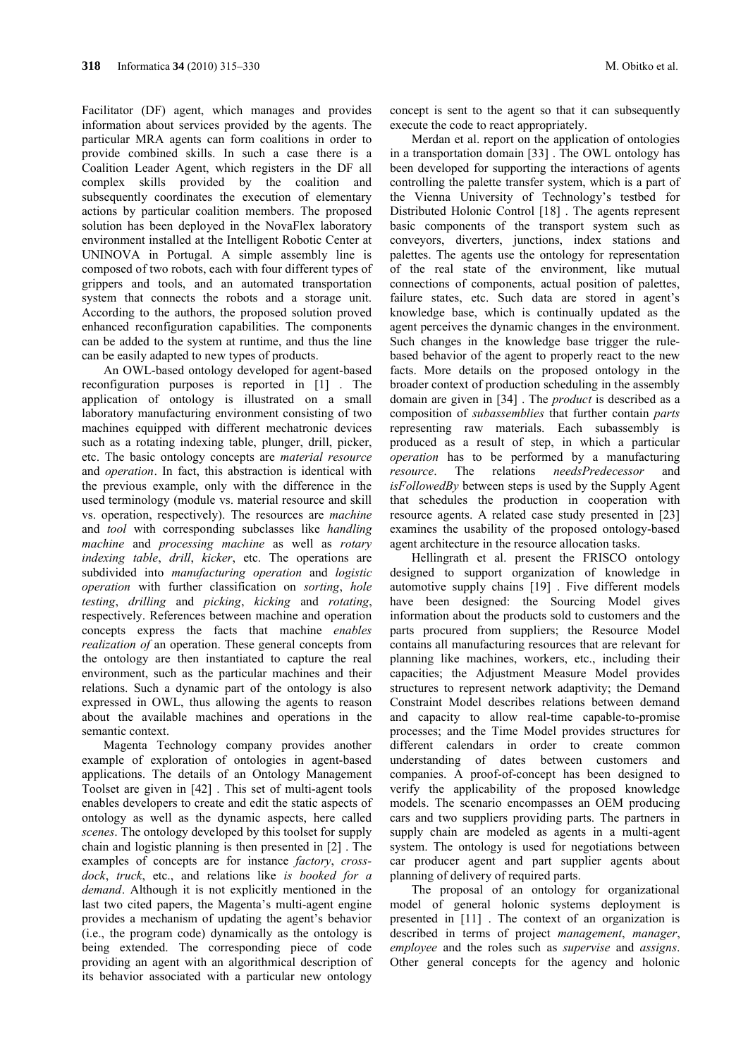Facilitator (DF) agent, which manages and provides information about services provided by the agents. The particular MRA agents can form coalitions in order to provide combined skills. In such a case there is a Coalition Leader Agent, which registers in the DF all complex skills provided by the coalition and subsequently coordinates the execution of elementary actions by particular coalition members. The proposed solution has been deployed in the NovaFlex laboratory environment installed at the Intelligent Robotic Center at UNINOVA in Portugal. A simple assembly line is composed of two robots, each with four different types of grippers and tools, and an automated transportation system that connects the robots and a storage unit. According to the authors, the proposed solution proved enhanced reconfiguration capabilities. The components can be added to the system at runtime, and thus the line can be easily adapted to new types of products.

An OWL-based ontology developed for agent-based reconfiguration purposes is reported in [1] . The application of ontology is illustrated on a small laboratory manufacturing environment consisting of two machines equipped with different mechatronic devices such as a rotating indexing table, plunger, drill, picker, etc. The basic ontology concepts are *material resource* and *operation*. In fact, this abstraction is identical with the previous example, only with the difference in the used terminology (module vs. material resource and skill vs. operation, respectively). The resources are *machine* and *tool* with corresponding subclasses like *handling machine* and *processing machine* as well as *rotary indexing table*, *drill*, *kicker*, etc. The operations are subdivided into *manufacturing operation* and *logistic operation* with further classification on *sorting*, *hole testing*, *drilling* and *picking*, *kicking* and *rotating*, respectively. References between machine and operation concepts express the facts that machine *enables realization of* an operation. These general concepts from the ontology are then instantiated to capture the real environment, such as the particular machines and their relations. Such a dynamic part of the ontology is also expressed in OWL, thus allowing the agents to reason about the available machines and operations in the semantic context.

Magenta Technology company provides another example of exploration of ontologies in agent-based applications. The details of an Ontology Management Toolset are given in [42] . This set of multi-agent tools enables developers to create and edit the static aspects of ontology as well as the dynamic aspects, here called *scenes*. The ontology developed by this toolset for supply chain and logistic planning is then presented in [2] . The examples of concepts are for instance *factory*, *cross-dock*, *truck*, etc., and relations like *is booked for a demand*. Although it is not explicitly mentioned in the last two cited papers, the Magenta's multi-agent engine provides a mechanism of updating the agent's behavior (i.e., the program code) dynamically as the ontology is being extended. The corresponding piece of code providing an agent with an algorithmical description of its behavior associated with a particular new ontology concept is sent to the agent so that it can subsequently execute the code to react appropriately.

Merdan et al. report on the application of ontologies in a transportation domain [33] . The OWL ontology has been developed for supporting the interactions of agents controlling the palette transfer system, which is a part of the Vienna University of Technology's testbed for Distributed Holonic Control [18] . The agents represent basic components of the transport system such as conveyors, diverters, junctions, index stations and palettes. The agents use the ontology for representation of the real state of the environment, like mutual connections of components, actual position of palettes, failure states, etc. Such data are stored in agent's knowledge base, which is continually updated as the agent perceives the dynamic changes in the environment. Such changes in the knowledge base trigger the rule-based behavior of the agent to properly react to the new facts. More details on the proposed ontology in the broader context of production scheduling in the assembly domain are given in [34] . The *product* is described as a composition of *subassemblies* that further contain *parts* representing raw materials. Each subassembly is produced as a result of step, in which a particular *operation* has to be performed by a manufacturing *resource*. The relations *needsPredecessor* and *isFollowedBy* between steps is used by the Supply Agent that schedules the production in cooperation with resource agents. A related case study presented in [23] examines the usability of the proposed ontology-based agent architecture in the resource allocation tasks.

Hellingrath et al. present the FRISCO ontology designed to support organization of knowledge in automotive supply chains [19] . Five different models have been designed: the Sourcing Model gives information about the products sold to customers and the parts procured from suppliers; the Resource Model contains all manufacturing resources that are relevant for planning like machines, workers, etc., including their capacities; the Adjustment Measure Model provides structures to represent network adaptivity; the Demand Constraint Model describes relations between demand and capacity to allow real-time capable-to-promise processes; and the Time Model provides structures for different calendars in order to create common understanding of dates between customers and companies. A proof-of-concept has been designed to verify the applicability of the proposed knowledge models. The scenario encompasses an OEM producing cars and two suppliers providing parts. The partners in supply chain are modeled as agents in a multi-agent system. The ontology is used for negotiations between car producer agent and part supplier agents about planning of delivery of required parts.

The proposal of an ontology for organizational model of general holonic systems deployment is presented in [11] . The context of an organization is described in terms of project *management*, *manager*, *employee* and the roles such as *supervise* and *assigns*. Other general concepts for the agency and holonic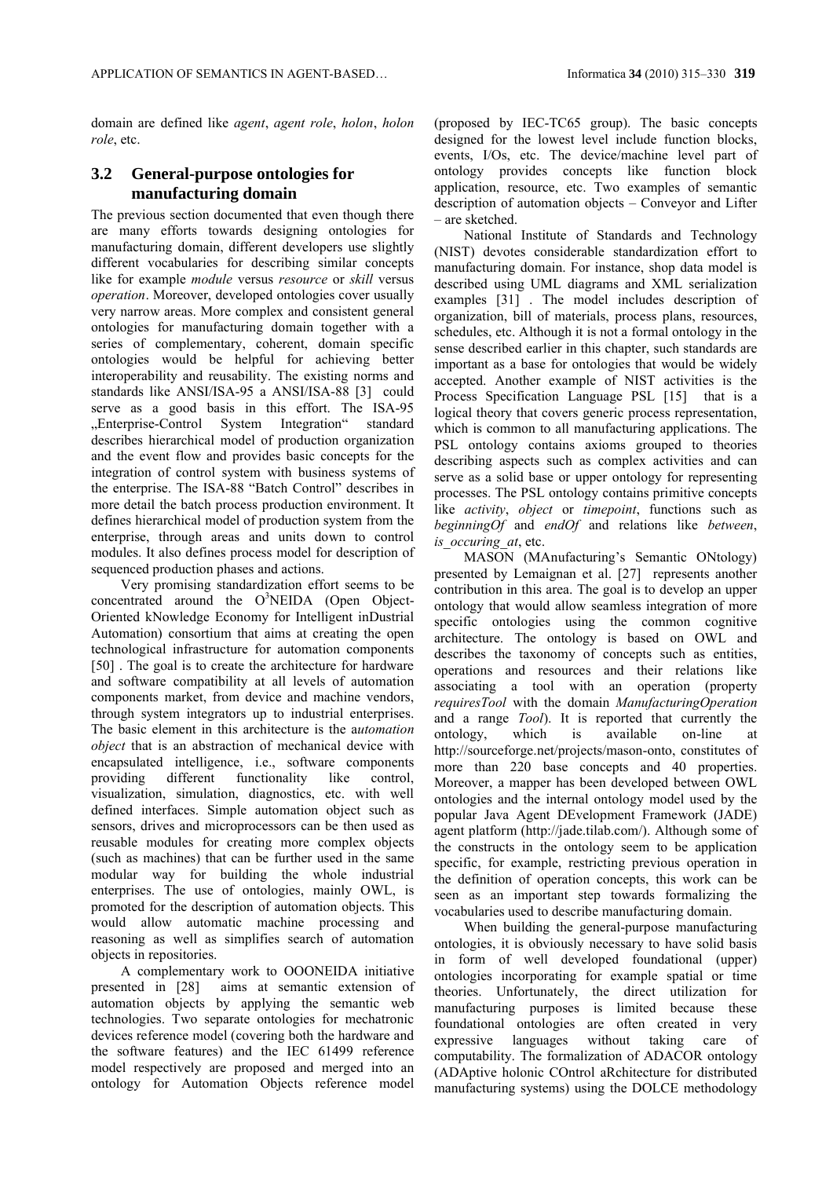domain are defined like *agent*, *agent role*, *holon*, *holon role*, etc.

## 3.2 General-purpose ontologies for manufacturing domain

The previous section documented that even though there are many efforts towards designing ontologies for manufacturing domain, different developers use slightly different vocabularies for describing similar concepts like for example *module* versus *resource* or *skill* versus *operation*. Moreover, developed ontologies cover usually very narrow areas. More complex and consistent general ontologies for manufacturing domain together with a series of complementary, coherent, domain specific ontologies would be helpful for achieving better interoperability and reusability. The existing norms and standards like ANSI/ISA-95 a ANSI/ISA-88 [3] could serve as a good basis in this effort. The ISA-95 „Enterprise-Control System Integration" standard describes hierarchical model of production organization and the event flow and provides basic concepts for the integration of control system with business systems of the enterprise. The ISA-88 "Batch Control" describes in more detail the batch process production environment. It defines hierarchical model of production system from the enterprise, through areas and units down to control modules. It also defines process model for description of sequenced production phases and actions.

Very promising standardization effort seems to be concentrated around the O$^3$NEIDA (Open Object-Oriented kNowledge Economy for Intelligent inDustrial Automation) consortium that aims at creating the open technological infrastructure for automation components [50] . The goal is to create the architecture for hardware and software compatibility at all levels of automation components market, from device and machine vendors, through system integrators up to industrial enterprises. The basic element in this architecture is the a*utomation object* that is an abstraction of mechanical device with encapsulated intelligence, i.e., software components providing different functionality like control, visualization, simulation, diagnostics, etc. with well defined interfaces. Simple automation object such as sensors, drives and microprocessors can be then used as reusable modules for creating more complex objects (such as machines) that can be further used in the same modular way for building the whole industrial enterprises. The use of ontologies, mainly OWL, is promoted for the description of automation objects. This would allow automatic machine processing and reasoning as well as simplifies search of automation objects in repositories.

A complementary work to OOONEIDA initiative presented in [28] aims at semantic extension of automation objects by applying the semantic web technologies. Two separate ontologies for mechatronic devices reference model (covering both the hardware and the software features) and the IEC 61499 reference model respectively are proposed and merged into an ontology for Automation Objects reference model (proposed by IEC-TC65 group). The basic concepts designed for the lowest level include function blocks, events, I/Os, etc. The device/machine level part of ontology provides concepts like function block application, resource, etc. Two examples of semantic description of automation objects – Conveyor and Lifter – are sketched.

National Institute of Standards and Technology (NIST) devotes considerable standardization effort to manufacturing domain. For instance, shop data model is described using UML diagrams and XML serialization examples [31] . The model includes description of organization, bill of materials, process plans, resources, schedules, etc. Although it is not a formal ontology in the sense described earlier in this chapter, such standards are important as a base for ontologies that would be widely accepted. Another example of NIST activities is the Process Specification Language PSL [15] that is a logical theory that covers generic process representation, which is common to all manufacturing applications. The PSL ontology contains axioms grouped to theories describing aspects such as complex activities and can serve as a solid base or upper ontology for representing processes. The PSL ontology contains primitive concepts like *activity*, *object* or *timepoint*, functions such as *beginningOf* and *endOf* and relations like *between*, *is_occuring_at*, etc.

MASON (MAnufacturing's Semantic ONtology) presented by Lemaignan et al. [27] represents another contribution in this area. The goal is to develop an upper ontology that would allow seamless integration of more specific ontologies using the common cognitive architecture. The ontology is based on OWL and describes the taxonomy of concepts such as entities, operations and resources and their relations like associating a tool with an operation (property *requiresTool* with the domain *ManufacturingOperation* and a range *Tool*). It is reported that currently the ontology, which is available on-line at http://sourceforge.net/projects/mason-onto, constitutes of more than 220 base concepts and 40 properties. Moreover, a mapper has been developed between OWL ontologies and the internal ontology model used by the popular Java Agent DEvelopment Framework (JADE) agent platform (http://jade.tilab.com/). Although some of the constructs in the ontology seem to be application specific, for example, restricting previous operation in the definition of operation concepts, this work can be seen as an important step towards formalizing the vocabularies used to describe manufacturing domain.

When building the general-purpose manufacturing ontologies, it is obviously necessary to have solid basis in form of well developed foundational (upper) ontologies incorporating for example spatial or time theories. Unfortunately, the direct utilization for manufacturing purposes is limited because these foundational ontologies are often created in very expressive languages without taking care of computability. The formalization of ADACOR ontology (ADAptive holonic COntrol aRchitecture for distributed manufacturing systems) using the DOLCE methodology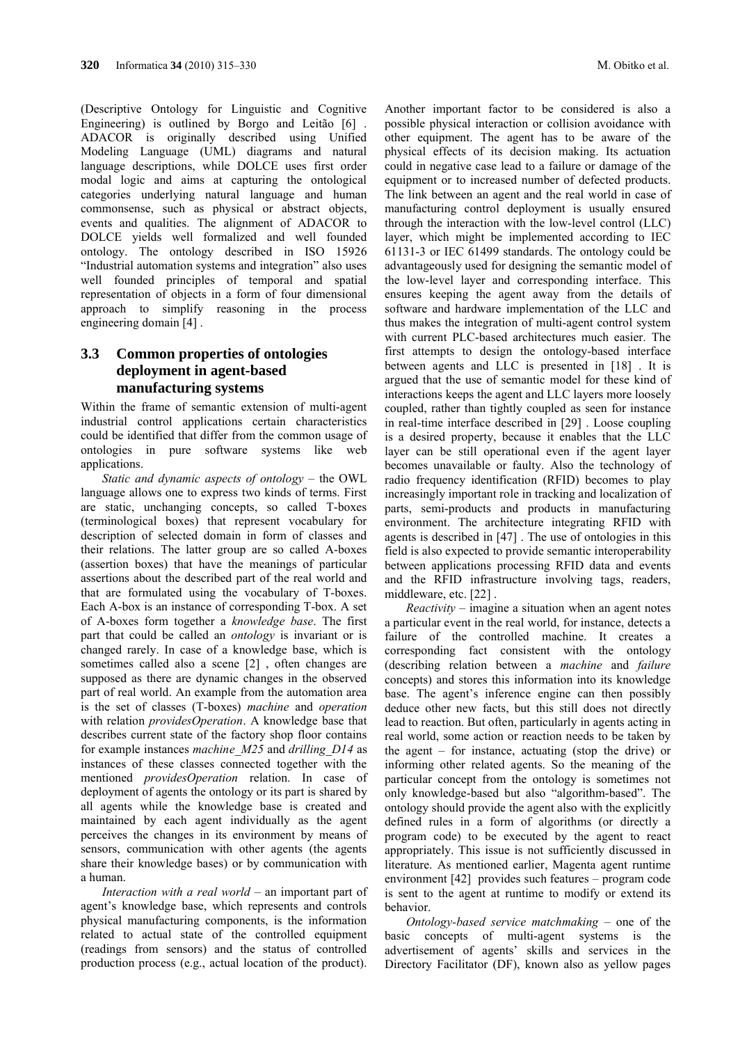(Descriptive Ontology for Linguistic and Cognitive Engineering) is outlined by Borgo and Leitão [6] . ADACOR is originally described using Unified Modeling Language (UML) diagrams and natural language descriptions, while DOLCE uses first order modal logic and aims at capturing the ontological categories underlying natural language and human commonsense, such as physical or abstract objects, events and qualities. The alignment of ADACOR to DOLCE yields well formalized and well founded ontology. The ontology described in ISO 15926 "Industrial automation systems and integration" also uses well founded principles of temporal and spatial representation of objects in a form of four dimensional approach to simplify reasoning in the process engineering domain [4] .

### 3.3 Common properties of ontologies deployment in agent-based manufacturing systems

Within the frame of semantic extension of multi-agent industrial control applications certain characteristics could be identified that differ from the common usage of ontologies in pure software systems like web applications.

*Static and dynamic aspects of ontology* – the OWL language allows one to express two kinds of terms. First are static, unchanging concepts, so called T-boxes (terminological boxes) that represent vocabulary for description of selected domain in form of classes and their relations. The latter group are so called A-boxes (assertion boxes) that have the meanings of particular assertions about the described part of the real world and that are formulated using the vocabulary of T-boxes. Each A-box is an instance of corresponding T-box. A set of A-boxes form together a *knowledge base*. The first part that could be called an *ontology* is invariant or is changed rarely. In case of a knowledge base, which is sometimes called also a scene [2] , often changes are supposed as there are dynamic changes in the observed part of real world. An example from the automation area is the set of classes (T-boxes) *machine* and *operation* with relation *providesOperation*. A knowledge base that describes current state of the factory shop floor contains for example instances *machine_M25* and *drilling_D14* as instances of these classes connected together with the mentioned *providesOperation* relation. In case of deployment of agents the ontology or its part is shared by all agents while the knowledge base is created and maintained by each agent individually as the agent perceives the changes in its environment by means of sensors, communication with other agents (the agents share their knowledge bases) or by communication with a human.

*Interaction with a real world* – an important part of agent's knowledge base, which represents and controls physical manufacturing components, is the information related to actual state of the controlled equipment (readings from sensors) and the status of controlled production process (e.g., actual location of the product). Another important factor to be considered is also a possible physical interaction or collision avoidance with other equipment. The agent has to be aware of the physical effects of its decision making. Its actuation could in negative case lead to a failure or damage of the equipment or to increased number of defected products. The link between an agent and the real world in case of manufacturing control deployment is usually ensured through the interaction with the low-level control (LLC) layer, which might be implemented according to IEC 61131-3 or IEC 61499 standards. The ontology could be advantageously used for designing the semantic model of the low-level layer and corresponding interface. This ensures keeping the agent away from the details of software and hardware implementation of the LLC and thus makes the integration of multi-agent control system with current PLC-based architectures much easier. The first attempts to design the ontology-based interface between agents and LLC is presented in [18] . It is argued that the use of semantic model for these kind of interactions keeps the agent and LLC layers more loosely coupled, rather than tightly coupled as seen for instance in real-time interface described in [29] . Loose coupling is a desired property, because it enables that the LLC layer can be still operational even if the agent layer becomes unavailable or faulty. Also the technology of radio frequency identification (RFID) becomes to play increasingly important role in tracking and localization of parts, semi-products and products in manufacturing environment. The architecture integrating RFID with agents is described in [47] . The use of ontologies in this field is also expected to provide semantic interoperability between applications processing RFID data and events and the RFID infrastructure involving tags, readers, middleware, etc. [22] .

*Reactivity* – imagine a situation when an agent notes a particular event in the real world, for instance, detects a failure of the controlled machine. It creates a corresponding fact consistent with the ontology (describing relation between a *machine* and *failure* concepts) and stores this information into its knowledge base. The agent's inference engine can then possibly deduce other new facts, but this still does not directly lead to reaction. But often, particularly in agents acting in real world, some action or reaction needs to be taken by the agent – for instance, actuating (stop the drive) or informing other related agents. So the meaning of the particular concept from the ontology is sometimes not only knowledge-based but also "algorithm-based". The ontology should provide the agent also with the explicitly defined rules in a form of algorithms (or directly a program code) to be executed by the agent to react appropriately. This issue is not sufficiently discussed in literature. As mentioned earlier, Magenta agent runtime environment [42] provides such features – program code is sent to the agent at runtime to modify or extend its behavior.

*Ontology-based service matchmaking* – one of the basic concepts of multi-agent systems is the advertisement of agents' skills and services in the Directory Facilitator (DF), known also as yellow pages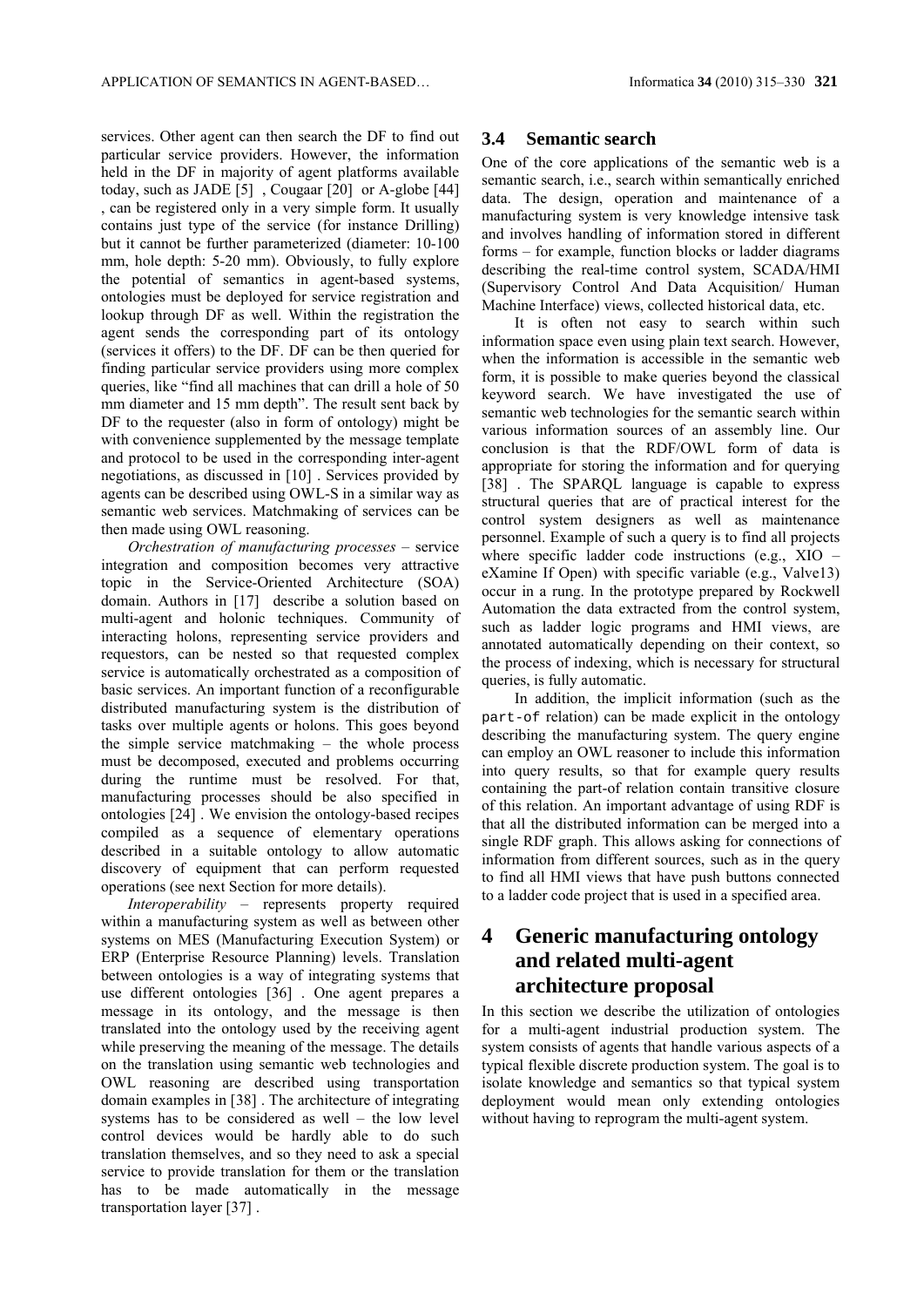services. Other agent can then search the DF to find out particular service providers. However, the information held in the DF in majority of agent platforms available today, such as JADE [5] , Cougaar [20] or A-globe [44] , can be registered only in a very simple form. It usually contains just type of the service (for instance Drilling) but it cannot be further parameterized (diameter: 10-100 mm, hole depth: 5-20 mm). Obviously, to fully explore the potential of semantics in agent-based systems, ontologies must be deployed for service registration and lookup through DF as well. Within the registration the agent sends the corresponding part of its ontology (services it offers) to the DF. DF can be then queried for finding particular service providers using more complex queries, like "find all machines that can drill a hole of 50 mm diameter and 15 mm depth". The result sent back by DF to the requester (also in form of ontology) might be with convenience supplemented by the message template and protocol to be used in the corresponding inter-agent negotiations, as discussed in [10] . Services provided by agents can be described using OWL-S in a similar way as semantic web services. Matchmaking of services can be then made using OWL reasoning.

*Orchestration of manufacturing processes* – service integration and composition becomes very attractive topic in the Service-Oriented Architecture (SOA) domain. Authors in [17] describe a solution based on multi-agent and holonic techniques. Community of interacting holons, representing service providers and requestors, can be nested so that requested complex service is automatically orchestrated as a composition of basic services. An important function of a reconfigurable distributed manufacturing system is the distribution of tasks over multiple agents or holons. This goes beyond the simple service matchmaking – the whole process must be decomposed, executed and problems occurring during the runtime must be resolved. For that, manufacturing processes should be also specified in ontologies [24] . We envision the ontology-based recipes compiled as a sequence of elementary operations described in a suitable ontology to allow automatic discovery of equipment that can perform requested operations (see next Section for more details).

*Interoperability* – represents property required within a manufacturing system as well as between other systems on MES (Manufacturing Execution System) or ERP (Enterprise Resource Planning) levels. Translation between ontologies is a way of integrating systems that use different ontologies [36] . One agent prepares a message in its ontology, and the message is then translated into the ontology used by the receiving agent while preserving the meaning of the message. The details on the translation using semantic web technologies and OWL reasoning are described using transportation domain examples in [38] . The architecture of integrating systems has to be considered as well – the low level control devices would be hardly able to do such translation themselves, and so they need to ask a special service to provide translation for them or the translation has to be made automatically in the message transportation layer [37] .

### 3.4 Semantic search

One of the core applications of the semantic web is a semantic search, i.e., search within semantically enriched data. The design, operation and maintenance of a manufacturing system is very knowledge intensive task and involves handling of information stored in different forms – for example, function blocks or ladder diagrams describing the real-time control system, SCADA/HMI (Supervisory Control And Data Acquisition/ Human Machine Interface) views, collected historical data, etc.

It is often not easy to search within such information space even using plain text search. However, when the information is accessible in the semantic web form, it is possible to make queries beyond the classical keyword search. We have investigated the use of semantic web technologies for the semantic search within various information sources of an assembly line. Our conclusion is that the RDF/OWL form of data is appropriate for storing the information and for querying [38] . The SPARQL language is capable to express structural queries that are of practical interest for the control system designers as well as maintenance personnel. Example of such a query is to find all projects where specific ladder code instructions (e.g., XIO – eXamine If Open) with specific variable (e.g., Valve13) occur in a rung. In the prototype prepared by Rockwell Automation the data extracted from the control system, such as ladder logic programs and HMI views, are annotated automatically depending on their context, so the process of indexing, which is necessary for structural queries, is fully automatic.

In addition, the implicit information (such as the `part-of` relation) can be made explicit in the ontology describing the manufacturing system. The query engine can employ an OWL reasoner to include this information into query results, so that for example query results containing the part-of relation contain transitive closure of this relation. An important advantage of using RDF is that all the distributed information can be merged into a single RDF graph. This allows asking for connections of information from different sources, such as in the query to find all HMI views that have push buttons connected to a ladder code project that is used in a specified area.

# 4 Generic manufacturing ontology and related multi-agent architecture proposal

In this section we describe the utilization of ontologies for a multi-agent industrial production system. The system consists of agents that handle various aspects of a typical flexible discrete production system. The goal is to isolate knowledge and semantics so that typical system deployment would mean only extending ontologies without having to reprogram the multi-agent system.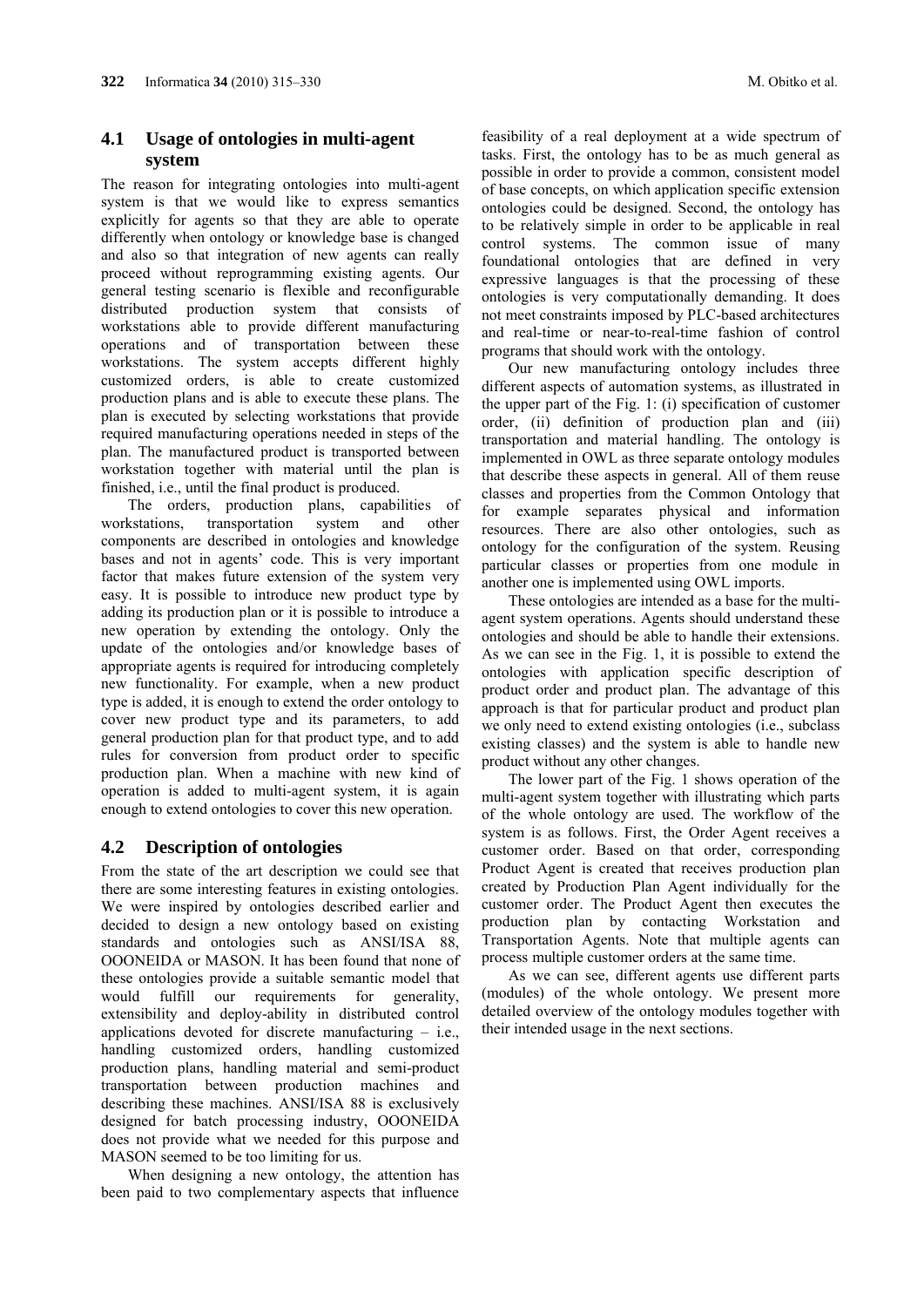## 4.1 Usage of ontologies in multi-agent system

The reason for integrating ontologies into multi-agent system is that we would like to express semantics explicitly for agents so that they are able to operate differently when ontology or knowledge base is changed and also so that integration of new agents can really proceed without reprogramming existing agents. Our general testing scenario is flexible and reconfigurable distributed production system that consists of workstations able to provide different manufacturing operations and of transportation between these workstations. The system accepts different highly customized orders, is able to create customized production plans and is able to execute these plans. The plan is executed by selecting workstations that provide required manufacturing operations needed in steps of the plan. The manufactured product is transported between workstation together with material until the plan is finished, i.e., until the final product is produced.

The orders, production plans, capabilities of workstations, transportation system and other components are described in ontologies and knowledge bases and not in agents' code. This is very important factor that makes future extension of the system very easy. It is possible to introduce new product type by adding its production plan or it is possible to introduce a new operation by extending the ontology. Only the update of the ontologies and/or knowledge bases of appropriate agents is required for introducing completely new functionality. For example, when a new product type is added, it is enough to extend the order ontology to cover new product type and its parameters, to add general production plan for that product type, and to add rules for conversion from product order to specific production plan. When a machine with new kind of operation is added to multi-agent system, it is again enough to extend ontologies to cover this new operation.

## 4.2 Description of ontologies

From the state of the art description we could see that there are some interesting features in existing ontologies. We were inspired by ontologies described earlier and decided to design a new ontology based on existing standards and ontologies such as ANSI/ISA 88, OOONEIDA or MASON. It has been found that none of these ontologies provide a suitable semantic model that would fulfill our requirements for generality, extensibility and deploy-ability in distributed control applications devoted for discrete manufacturing – i.e., handling customized orders, handling customized production plans, handling material and semi-product transportation between production machines and describing these machines. ANSI/ISA 88 is exclusively designed for batch processing industry, OOONEIDA does not provide what we needed for this purpose and MASON seemed to be too limiting for us.

When designing a new ontology, the attention has been paid to two complementary aspects that influence feasibility of a real deployment at a wide spectrum of tasks. First, the ontology has to be as much general as possible in order to provide a common, consistent model of base concepts, on which application specific extension ontologies could be designed. Second, the ontology has to be relatively simple in order to be applicable in real control systems. The common issue of many foundational ontologies that are defined in very expressive languages is that the processing of these ontologies is very computationally demanding. It does not meet constraints imposed by PLC-based architectures and real-time or near-to-real-time fashion of control programs that should work with the ontology.

Our new manufacturing ontology includes three different aspects of automation systems, as illustrated in the upper part of the Fig. 1: (i) specification of customer order, (ii) definition of production plan and (iii) transportation and material handling. The ontology is implemented in OWL as three separate ontology modules that describe these aspects in general. All of them reuse classes and properties from the Common Ontology that for example separates physical and information resources. There are also other ontologies, such as ontology for the configuration of the system. Reusing particular classes or properties from one module in another one is implemented using OWL imports.

These ontologies are intended as a base for the multi-agent system operations. Agents should understand these ontologies and should be able to handle their extensions. As we can see in the Fig. 1, it is possible to extend the ontologies with application specific description of product order and product plan. The advantage of this approach is that for particular product and product plan we only need to extend existing ontologies (i.e., subclass existing classes) and the system is able to handle new product without any other changes.

The lower part of the Fig. 1 shows operation of the multi-agent system together with illustrating which parts of the whole ontology are used. The workflow of the system is as follows. First, the Order Agent receives a customer order. Based on that order, corresponding Product Agent is created that receives production plan created by Production Plan Agent individually for the customer order. The Product Agent then executes the production plan by contacting Workstation and Transportation Agents. Note that multiple agents can process multiple customer orders at the same time.

As we can see, different agents use different parts (modules) of the whole ontology. We present more detailed overview of the ontology modules together with their intended usage in the next sections.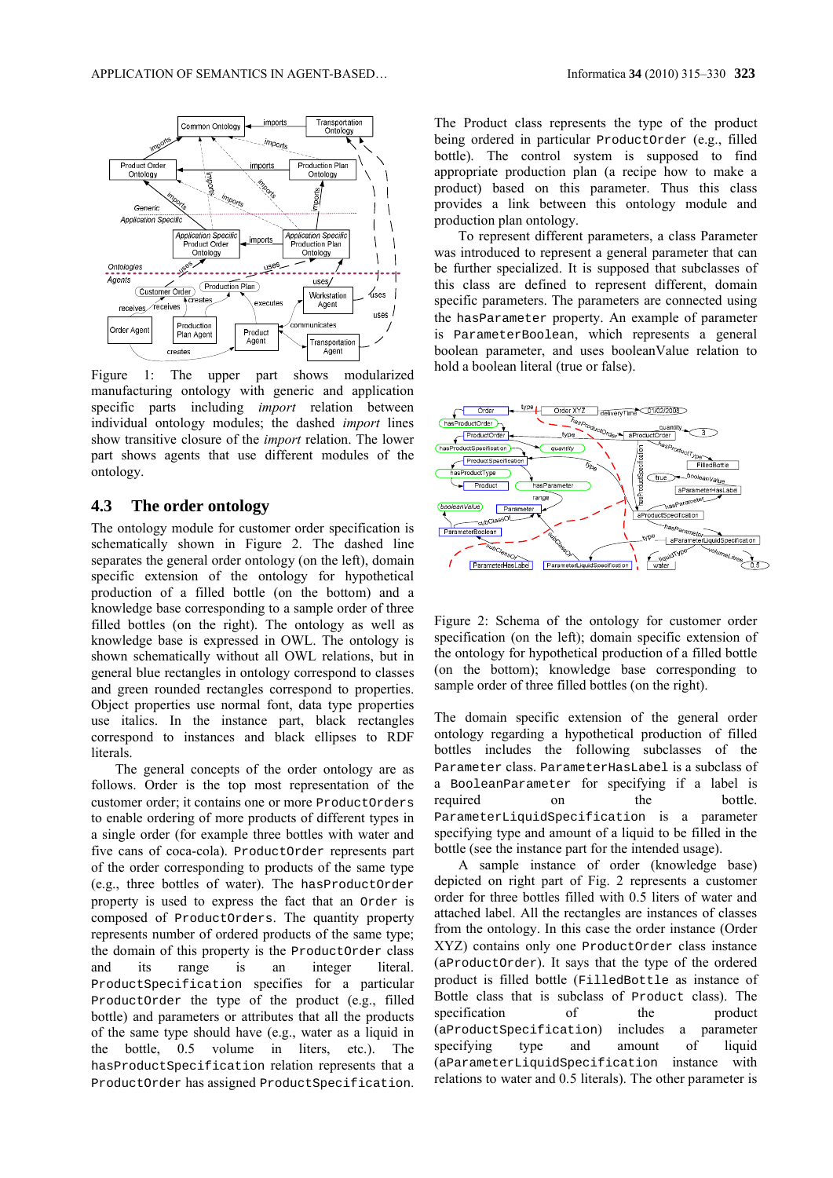Figure 1: The upper part shows modularized manufacturing ontology with generic and application specific parts including *import* relation between individual ontology modules; the dashed *import* lines show transitive closure of the *import* relation. The lower part shows agents that use different modules of the ontology.

## 4.3 The order ontology

The ontology module for customer order specification is schematically shown in Figure 2. The dashed line separates the general order ontology (on the left), domain specific extension of the ontology for hypothetical production of a filled bottle (on the bottom) and a knowledge base corresponding to a sample order of three filled bottles (on the right). The ontology as well as knowledge base is expressed in OWL. The ontology is shown schematically without all OWL relations, but in general blue rectangles in ontology correspond to classes and green rounded rectangles correspond to properties. Object properties use normal font, data type properties use italics. In the instance part, black rectangles correspond to instances and black ellipses to RDF literals.

The general concepts of the order ontology are as follows. Order is the top most representation of the customer order; it contains one or more `ProductOrders` to enable ordering of more products of different types in a single order (for example three bottles with water and five cans of coca-cola). `ProductOrder` represents part of the order corresponding to products of the same type (e.g., three bottles of water). The `hasProductOrder` property is used to express the fact that an `Order` is composed of `ProductOrders`. The quantity property represents number of ordered products of the same type; the domain of this property is the `ProductOrder` class and its range is an integer literal. `ProductSpecification` specifies for a particular `ProductOrder` the type of the product (e.g., filled bottle) and parameters or attributes that all the products of the same type should have (e.g., water as a liquid in the bottle, 0.5 volume in liters, etc.). The `hasProductSpecification` relation represents that a `ProductOrder` has assigned `ProductSpecification`.

The Product class represents the type of the product being ordered in particular `ProductOrder` (e.g., filled bottle). The control system is supposed to find appropriate production plan (a recipe how to make a product) based on this parameter. Thus this class provides a link between this ontology module and production plan ontology.

To represent different parameters, a class Parameter was introduced to represent a general parameter that can be further specialized. It is supposed that subclasses of this class are defined to represent different, domain specific parameters. The parameters are connected using the `hasParameter` property. An example of parameter is `ParameterBoolean`, which represents a general boolean parameter, and uses booleanValue relation to hold a boolean literal (true or false).

Figure 2: Schema of the ontology for customer order specification (on the left); domain specific extension of the ontology for hypothetical production of a filled bottle (on the bottom); knowledge base corresponding to sample order of three filled bottles (on the right).

The domain specific extension of the general order ontology regarding a hypothetical production of filled bottles includes the following subclasses of the `Parameter` class. `ParameterHasLabel` is a subclass of a `BooleanParameter` for specifying if a label is required on the bottle. `ParameterLiquidSpecification` is a parameter specifying type and amount of a liquid to be filled in the bottle (see the instance part for the intended usage).

A sample instance of order (knowledge base) depicted on right part of Fig. 2 represents a customer order for three bottles filled with 0.5 liters of water and attached label. All the rectangles are instances of classes from the ontology. In this case the order instance (Order XYZ) contains only one `ProductOrder` class instance (`aProductOrder`). It says that the type of the ordered product is filled bottle (`FilledBottle` as instance of Bottle class that is subclass of `Product` class). The specification of the product (`aProductSpecification`) includes a parameter specifying type and amount of liquid (`aParameterLiquidSpecification` instance with relations to water and 0.5 literals). The other parameter is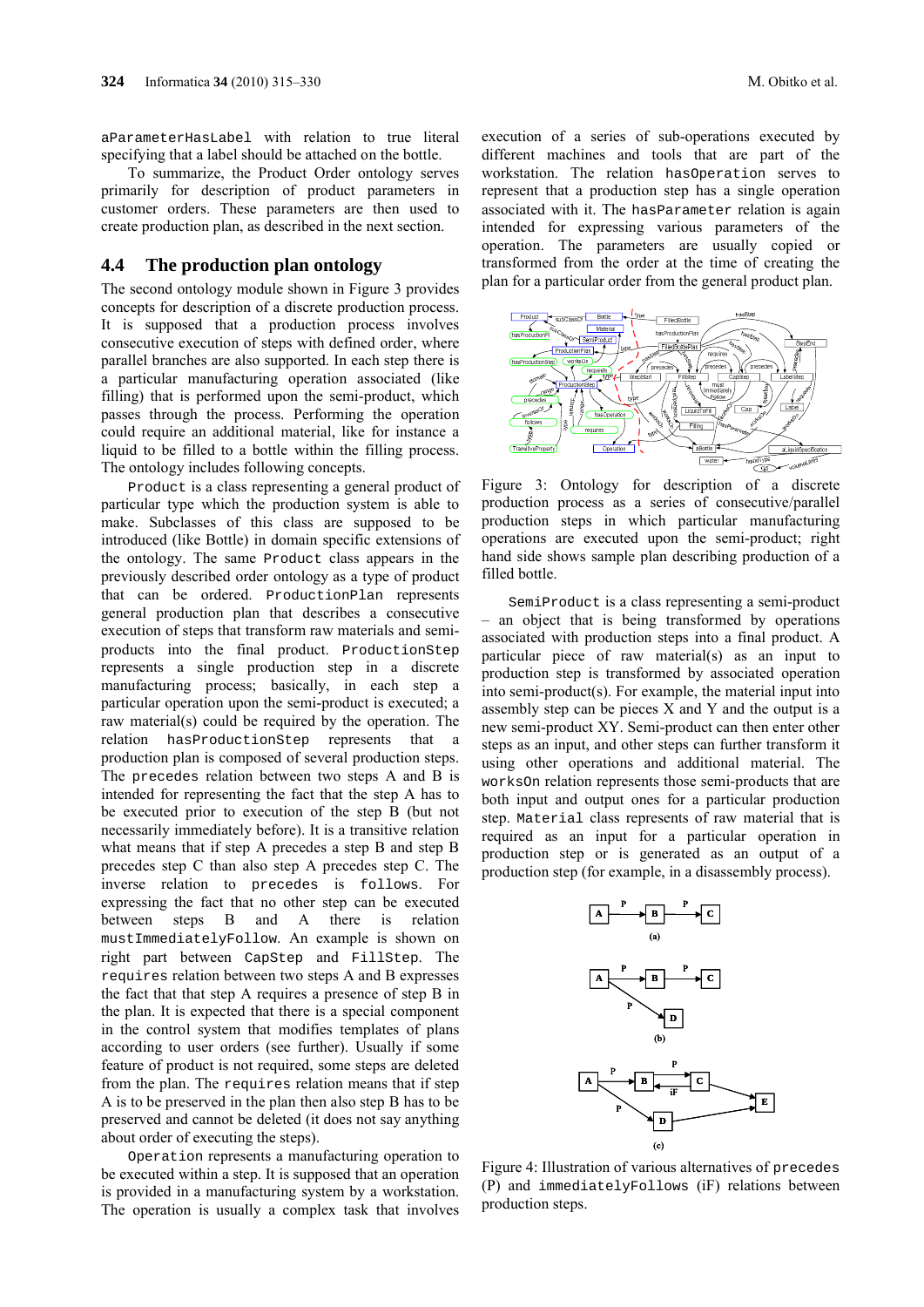aParameterHasLabel with relation to true literal specifying that a label should be attached on the bottle.

To summarize, the Product Order ontology serves primarily for description of product parameters in customer orders. These parameters are then used to create production plan, as described in the next section.

## 4.4 The production plan ontology

The second ontology module shown in Figure 3 provides concepts for description of a discrete production process. It is supposed that a production process involves consecutive execution of steps with defined order, where parallel branches are also supported. In each step there is a particular manufacturing operation associated (like filling) that is performed upon the semi-product, which passes through the process. Performing the operation could require an additional material, like for instance a liquid to be filled to a bottle within the filling process. The ontology includes following concepts.

Product is a class representing a general product of particular type which the production system is able to make. Subclasses of this class are supposed to be introduced (like Bottle) in domain specific extensions of the ontology. The same Product class appears in the previously described order ontology as a type of product that can be ordered. ProductionPlan represents general production plan that describes a consecutive execution of steps that transform raw materials and semi-products into the final product. ProductionStep represents a single production step in a discrete manufacturing process; basically, in each step a particular operation upon the semi-product is executed; a raw material(s) could be required by the operation. The relation hasProductionStep represents that a production plan is composed of several production steps. The precedes relation between two steps A and B is intended for representing the fact that the step A has to be executed prior to execution of the step B (but not necessarily immediately before). It is a transitive relation what means that if step A precedes a step B and step B precedes step C than also step A precedes step C. The inverse relation to precedes is follows. For expressing the fact that no other step can be executed between steps B and A there is relation mustImmediatelyFollow. An example is shown on right part between CapStep and FillStep. The requires relation between two steps A and B expresses the fact that that step A requires a presence of step B in the plan. It is expected that there is a special component in the control system that modifies templates of plans according to user orders (see further). Usually if some feature of product is not required, some steps are deleted from the plan. The requires relation means that if step A is to be preserved in the plan then also step B has to be preserved and cannot be deleted (it does not say anything about order of executing the steps).

Operation represents a manufacturing operation to be executed within a step. It is supposed that an operation is provided in a manufacturing system by a workstation. The operation is usually a complex task that involves execution of a series of sub-operations executed by different machines and tools that are part of the workstation. The relation hasOperation serves to represent that a production step has a single operation associated with it. The hasParameter relation is again intended for expressing various parameters of the operation. The parameters are usually copied or transformed from the order at the time of creating the plan for a particular order from the general product plan.

Figure 3: Ontology for description of a discrete production process as a series of consecutive/parallel production steps in which particular manufacturing operations are executed upon the semi-product; right hand side shows sample plan describing production of a filled bottle.

SemiProduct is a class representing a semi-product – an object that is being transformed by operations associated with production steps into a final product. A particular piece of raw material(s) as an input to production step is transformed by associated operation into semi-product(s). For example, the material input into assembly step can be pieces X and Y and the output is a new semi-product XY. Semi-product can then enter other steps as an input, and other steps can further transform it using other operations and additional material. The worksOn relation represents those semi-products that are both input and output ones for a particular production step. Material class represents of raw material that is required as an input for a particular operation in production step or is generated as an output of a production step (for example, in a disassembly process).

Figure 4: Illustration of various alternatives of precedes (P) and immediatelyFollows (iF) relations between production steps.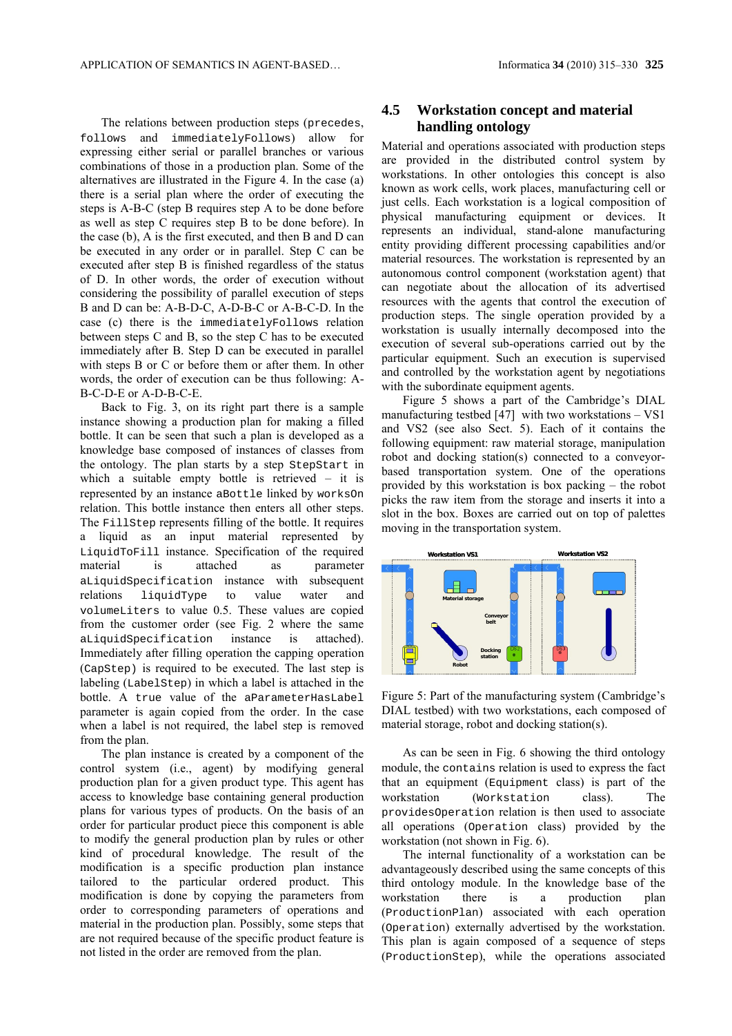The relations between production steps (`precedes`, `follows` and `immediatelyFollows`) allow for expressing either serial or parallel branches or various combinations of those in a production plan. Some of the alternatives are illustrated in the Figure 4. In the case (a) there is a serial plan where the order of executing the steps is A-B-C (step B requires step A to be done before as well as step C requires step B to be done before). In the case (b), A is the first executed, and then B and D can be executed in any order or in parallel. Step C can be executed after step B is finished regardless of the status of D. In other words, the order of execution without considering the possibility of parallel execution of steps B and D can be: A-B-D-C, A-D-B-C or A-B-C-D. In the case (c) there is the `immediatelyFollows` relation between steps C and B, so the step C has to be executed immediately after B. Step D can be executed in parallel with steps B or C or before them or after them. In other words, the order of execution can be thus following: A-B-C-D-E or A-D-B-C-E.

Back to Fig. 3, on its right part there is a sample instance showing a production plan for making a filled bottle. It can be seen that such a plan is developed as a knowledge base composed of instances of classes from the ontology. The plan starts by a step `StepStart` in which a suitable empty bottle is retrieved – it is represented by an instance `aBottle` linked by `worksOn` relation. This bottle instance then enters all other steps. The `FillStep` represents filling of the bottle. It requires a liquid as an input material represented by `LiquidToFill` instance. Specification of the required material is attached as parameter `aLiquidSpecification` instance with subsequent relations `liquidType` to value water and `volumeLiters` to value 0.5. These values are copied from the customer order (see Fig. 2 where the same `aLiquidSpecification` instance is attached). Immediately after filling operation the capping operation (`CapStep`) is required to be executed. The last step is labeling (`LabelStep`) in which a label is attached in the bottle. A `true` value of the `aParameterHasLabel` parameter is again copied from the order. In the case when a label is not required, the label step is removed from the plan.

The plan instance is created by a component of the control system (i.e., agent) by modifying general production plan for a given product type. This agent has access to knowledge base containing general production plans for various types of products. On the basis of an order for particular product piece this component is able to modify the general production plan by rules or other kind of procedural knowledge. The result of the modification is a specific production plan instance tailored to the particular ordered product. This modification is done by copying the parameters from order to corresponding parameters of operations and material in the production plan. Possibly, some steps that are not required because of the specific product feature is not listed in the order are removed from the plan.

## 4.5 Workstation concept and material handling ontology

Material and operations associated with production steps are provided in the distributed control system by workstations. In other ontologies this concept is also known as work cells, work places, manufacturing cell or just cells. Each workstation is a logical composition of physical manufacturing equipment or devices. It represents an individual, stand-alone manufacturing entity providing different processing capabilities and/or material resources. The workstation is represented by an autonomous control component (workstation agent) that can negotiate about the allocation of its advertised resources with the agents that control the execution of production steps. The single operation provided by a workstation is usually internally decomposed into the execution of several sub-operations carried out by the particular equipment. Such an execution is supervised and controlled by the workstation agent by negotiations with the subordinate equipment agents.

Figure 5 shows a part of the Cambridge's DIAL manufacturing testbed [47] with two workstations – VS1 and VS2 (see also Sect. 5). Each of it contains the following equipment: raw material storage, manipulation robot and docking station(s) connected to a conveyor-based transportation system. One of the operations provided by this workstation is box packing – the robot picks the raw item from the storage and inserts it into a slot in the box. Boxes are carried out on top of palettes moving in the transportation system.

Figure 5: Part of the manufacturing system (Cambridge's DIAL testbed) with two workstations, each composed of material storage, robot and docking station(s).

As can be seen in Fig. 6 showing the third ontology module, the `contains` relation is used to express the fact that an equipment (`Equipment` class) is part of the workstation (`Workstation` class). The `providesOperation` relation is then used to associate all operations (`Operation` class) provided by the workstation (not shown in Fig. 6).

The internal functionality of a workstation can be advantageously described using the same concepts of this third ontology module. In the knowledge base of the workstation there is a production plan (`ProductionPlan`) associated with each operation (`Operation`) externally advertised by the workstation. This plan is again composed of a sequence of steps (`ProductionStep`), while the operations associated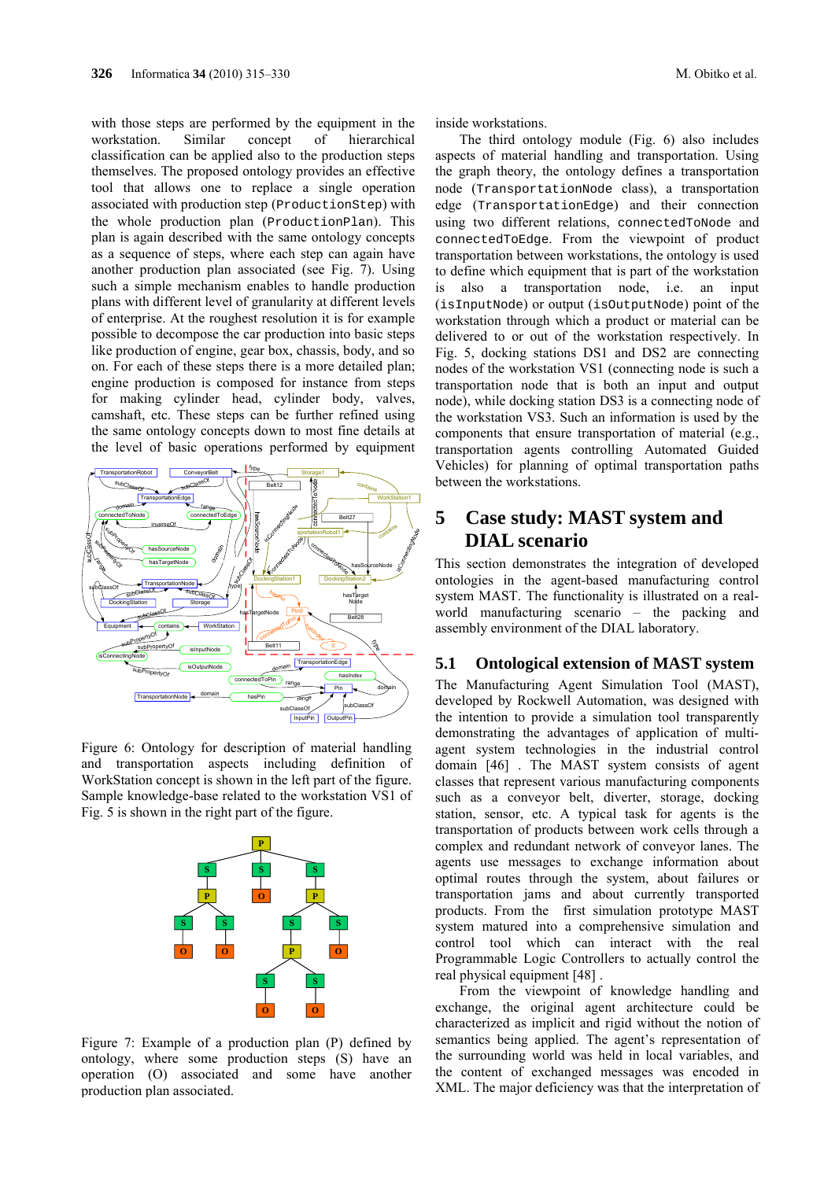with those steps are performed by the equipment in the workstation. Similar concept of hierarchical classification can be applied also to the production steps themselves. The proposed ontology provides an effective tool that allows one to replace a single operation associated with production step (`ProductionStep`) with the whole production plan (`ProductionPlan`). This plan is again described with the same ontology concepts as a sequence of steps, where each step can again have another production plan associated (see Fig. 7). Using such a simple mechanism enables to handle production plans with different level of granularity at different levels of enterprise. At the roughest resolution it is for example possible to decompose the car production into basic steps like production of engine, gear box, chassis, body, and so on. For each of these steps there is a more detailed plan; engine production is composed for instance from steps for making cylinder head, cylinder body, valves, camshaft, etc. These steps can be further refined using the same ontology concepts down to most fine details at the level of basic operations performed by equipment inside workstations.

Figure 6: Ontology for description of material handling and transportation aspects including definition of WorkStation concept is shown in the left part of the figure. Sample knowledge-base related to the workstation VS1 of Fig. 5 is shown in the right part of the figure.

Figure 7: Example of a production plan (P) defined by ontology, where some production steps (S) have an operation (O) associated and some have another production plan associated.

The third ontology module (Fig. 6) also includes aspects of material handling and transportation. Using the graph theory, the ontology defines a transportation node (`TransportationNode` class), a transportation edge (`TransportationEdge`) and their connection using two different relations, `connectedToNode` and `connectedToEdge`. From the viewpoint of product transportation between workstations, the ontology is used to define which equipment that is part of the workstation is also a transportation node, i.e. an input (`isInputNode`) or output (`isOutputNode`) point of the workstation through which a product or material can be delivered to or out of the workstation respectively. In Fig. 5, docking stations DS1 and DS2 are connecting nodes of the workstation VS1 (connecting node is such a transportation node that is both an input and output node), while docking station DS3 is a connecting node of the workstation VS3. Such an information is used by the components that ensure transportation of material (e.g., transportation agents controlling Automated Guided Vehicles) for planning of optimal transportation paths between the workstations.

# 5 Case study: MAST system and DIAL scenario

This section demonstrates the integration of developed ontologies in the agent-based manufacturing control system MAST. The functionality is illustrated on a real-world manufacturing scenario – the packing and assembly environment of the DIAL laboratory.

## 5.1 Ontological extension of MAST system

The Manufacturing Agent Simulation Tool (MAST), developed by Rockwell Automation, was designed with the intention to provide a simulation tool transparently demonstrating the advantages of application of multi-agent system technologies in the industrial control domain [46] . The MAST system consists of agent classes that represent various manufacturing components such as a conveyor belt, diverter, storage, docking station, sensor, etc. A typical task for agents is the transportation of products between work cells through a complex and redundant network of conveyor lanes. The agents use messages to exchange information about optimal routes through the system, about failures or transportation jams and about currently transported products. From the first simulation prototype MAST system matured into a comprehensive simulation and control tool which can interact with the real Programmable Logic Controllers to actually control the real physical equipment [48] .

From the viewpoint of knowledge handling and exchange, the original agent architecture could be characterized as implicit and rigid without the notion of semantics being applied. The agent's representation of the surrounding world was held in local variables, and the content of exchanged messages was encoded in XML. The major deficiency was that the interpretation of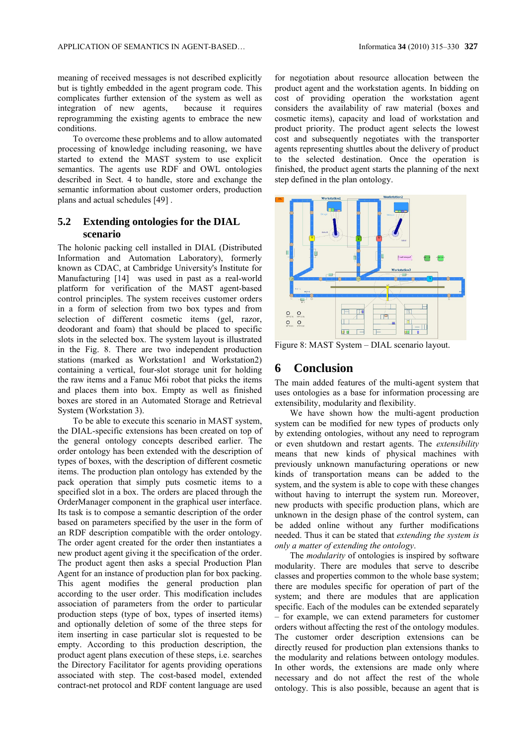meaning of received messages is not described explicitly but is tightly embedded in the agent program code. This complicates further extension of the system as well as integration of new agents, because it requires reprogramming the existing agents to embrace the new conditions.

To overcome these problems and to allow automated processing of knowledge including reasoning, we have started to extend the MAST system to use explicit semantics. The agents use RDF and OWL ontologies described in Sect. 4 to handle, store and exchange the semantic information about customer orders, production plans and actual schedules [49] .

## 5.2 Extending ontologies for the DIAL scenario

The holonic packing cell installed in DIAL (Distributed Information and Automation Laboratory), formerly known as CDAC, at Cambridge University's Institute for Manufacturing [14] was used in past as a real-world platform for verification of the MAST agent-based control principles. The system receives customer orders in a form of selection from two box types and from selection of different cosmetic items (gel, razor, deodorant and foam) that should be placed to specific slots in the selected box. The system layout is illustrated in the Fig. 8. There are two independent production stations (marked as Workstation1 and Workstation2) containing a vertical, four-slot storage unit for holding the raw items and a Fanuc M6i robot that picks the items and places them into box. Empty as well as finished boxes are stored in an Automated Storage and Retrieval System (Workstation 3).

To be able to execute this scenario in MAST system, the DIAL-specific extensions has been created on top of the general ontology concepts described earlier. The order ontology has been extended with the description of types of boxes, with the description of different cosmetic items. The production plan ontology has extended by the pack operation that simply puts cosmetic items to a specified slot in a box. The orders are placed through the OrderManager component in the graphical user interface. Its task is to compose a semantic description of the order based on parameters specified by the user in the form of an RDF description compatible with the order ontology. The order agent created for the order then instantiates a new product agent giving it the specification of the order. The product agent then asks a special Production Plan Agent for an instance of production plan for box packing. This agent modifies the general production plan according to the user order. This modification includes association of parameters from the order to particular production steps (type of box, types of inserted items) and optionally deletion of some of the three steps for item inserting in case particular slot is requested to be empty. According to this production description, the product agent plans execution of these steps, i.e. searches the Directory Facilitator for agents providing operations associated with step. The cost-based model, extended contract-net protocol and RDF content language are used for negotiation about resource allocation between the product agent and the workstation agents. In bidding on cost of providing operation the workstation agent considers the availability of raw material (boxes and cosmetic items), capacity and load of workstation and product priority. The product agent selects the lowest cost and subsequently negotiates with the transporter agents representing shuttles about the delivery of product to the selected destination. Once the operation is finished, the product agent starts the planning of the next step defined in the plan ontology.

Figure 8: MAST System – DIAL scenario layout.

# 6 Conclusion

The main added features of the multi-agent system that uses ontologies as a base for information processing are extensibility, modularity and flexibility.

We have shown how the multi-agent production system can be modified for new types of products only by extending ontologies, without any need to reprogram or even shutdown and restart agents. The *extensibility* means that new kinds of physical machines with previously unknown manufacturing operations or new kinds of transportation means can be added to the system, and the system is able to cope with these changes without having to interrupt the system run. Moreover, new products with specific production plans, which are unknown in the design phase of the control system, can be added online without any further modifications needed. Thus it can be stated that *extending the system is only a matter of extending the ontology*.

The *modularity* of ontologies is inspired by software modularity. There are modules that serve to describe classes and properties common to the whole base system; there are modules specific for operation of part of the system; and there are modules that are application specific. Each of the modules can be extended separately – for example, we can extend parameters for customer orders without affecting the rest of the ontology modules. The customer order description extensions can be directly reused for production plan extensions thanks to the modularity and relations between ontology modules. In other words, the extensions are made only where necessary and do not affect the rest of the whole ontology. This is also possible, because an agent that is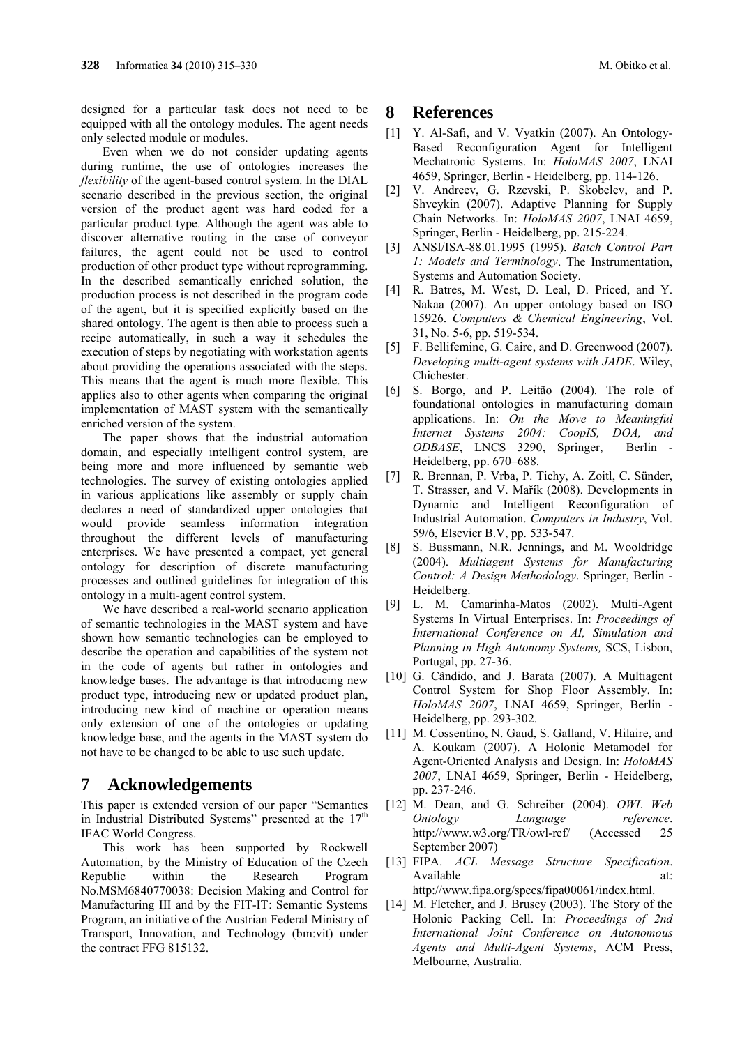designed for a particular task does not need to be equipped with all the ontology modules. The agent needs only selected module or modules.

Even when we do not consider updating agents during runtime, the use of ontologies increases the *flexibility* of the agent-based control system. In the DIAL scenario described in the previous section, the original version of the product agent was hard coded for a particular product type. Although the agent was able to discover alternative routing in the case of conveyor failures, the agent could not be used to control production of other product type without reprogramming. In the described semantically enriched solution, the production process is not described in the program code of the agent, but it is specified explicitly based on the shared ontology. The agent is then able to process such a recipe automatically, in such a way it schedules the execution of steps by negotiating with workstation agents about providing the operations associated with the steps. This means that the agent is much more flexible. This applies also to other agents when comparing the original implementation of MAST system with the semantically enriched version of the system.

The paper shows that the industrial automation domain, and especially intelligent control system, are being more and more influenced by semantic web technologies. The survey of existing ontologies applied in various applications like assembly or supply chain declares a need of standardized upper ontologies that would provide seamless information integration throughout the different levels of manufacturing enterprises. We have presented a compact, yet general ontology for description of discrete manufacturing processes and outlined guidelines for integration of this ontology in a multi-agent control system.

We have described a real-world scenario application of semantic technologies in the MAST system and have shown how semantic technologies can be employed to describe the operation and capabilities of the system not in the code of agents but rather in ontologies and knowledge bases. The advantage is that introducing new product type, introducing new or updated product plan, introducing new kind of machine or operation means only extension of one of the ontologies or updating knowledge base, and the agents in the MAST system do not have to be changed to be able to use such update.

# 7 Acknowledgements

This paper is extended version of our paper "Semantics in Industrial Distributed Systems" presented at the 17th IFAC World Congress.

This work has been supported by Rockwell Automation, by the Ministry of Education of the Czech Republic within the Research Program No.MSM6840770038: Decision Making and Control for Manufacturing III and by the FIT-IT: Semantic Systems Program, an initiative of the Austrian Federal Ministry of Transport, Innovation, and Technology (bm:vit) under the contract FFG 815132.

# 8 References

[1] Y. Al-Safi, and V. Vyatkin (2007). An Ontology-Based Reconfiguration Agent for Intelligent Mechatronic Systems. In: *HoloMAS 2007*, LNAI 4659, Springer, Berlin - Heidelberg, pp. 114-126.

[2] V. Andreev, G. Rzevski, P. Skobelev, and P. Shveykin (2007). Adaptive Planning for Supply Chain Networks. In: *HoloMAS 2007*, LNAI 4659, Springer, Berlin - Heidelberg, pp. 215-224.

[3] ANSI/ISA-88.01.1995 (1995). *Batch Control Part 1: Models and Terminology*. The Instrumentation, Systems and Automation Society.

[4] R. Batres, M. West, D. Leal, D. Priced, and Y. Nakaa (2007). An upper ontology based on ISO 15926. *Computers & Chemical Engineering*, Vol. 31, No. 5-6, pp. 519-534.

[5] F. Bellifemine, G. Caire, and D. Greenwood (2007). *Developing multi-agent systems with JADE*. Wiley, Chichester.

[6] S. Borgo, and P. Leitão (2004). The role of foundational ontologies in manufacturing domain applications. In: *On the Move to Meaningful Internet Systems 2004: CoopIS, DOA, and ODBASE*, LNCS 3290, Springer, Berlin - Heidelberg, pp. 670–688.

[7] R. Brennan, P. Vrba, P. Tichy, A. Zoitl, C. Sünder, T. Strasser, and V. Mařík (2008). Developments in Dynamic and Intelligent Reconfiguration of Industrial Automation. *Computers in Industry*, Vol. 59/6, Elsevier B.V, pp. 533-547.

[8] S. Bussmann, N.R. Jennings, and M. Wooldridge (2004). *Multiagent Systems for Manufacturing Control: A Design Methodology*. Springer, Berlin - Heidelberg.

[9] L. M. Camarinha-Matos (2002). Multi-Agent Systems In Virtual Enterprises. In: *Proceedings of International Conference on AI, Simulation and Planning in High Autonomy Systems,* SCS, Lisbon, Portugal, pp. 27-36.

[10] G. Cândido, and J. Barata (2007). A Multiagent Control System for Shop Floor Assembly. In: *HoloMAS 2007*, LNAI 4659, Springer, Berlin - Heidelberg, pp. 293-302.

[11] M. Cossentino, N. Gaud, S. Galland, V. Hilaire, and A. Koukam (2007). A Holonic Metamodel for Agent-Oriented Analysis and Design. In: *HoloMAS 2007*, LNAI 4659, Springer, Berlin - Heidelberg, pp. 237-246.

[12] M. Dean, and G. Schreiber (2004). *OWL Web Ontology Language reference*. http://www.w3.org/TR/owl-ref/ (Accessed 25 September 2007)

[13] FIPA. *ACL Message Structure Specification*. Available at: http://www.fipa.org/specs/fipa00061/index.html.

[14] M. Fletcher, and J. Brusey (2003). The Story of the Holonic Packing Cell. In: *Proceedings of 2nd International Joint Conference on Autonomous Agents and Multi-Agent Systems*, ACM Press, Melbourne, Australia.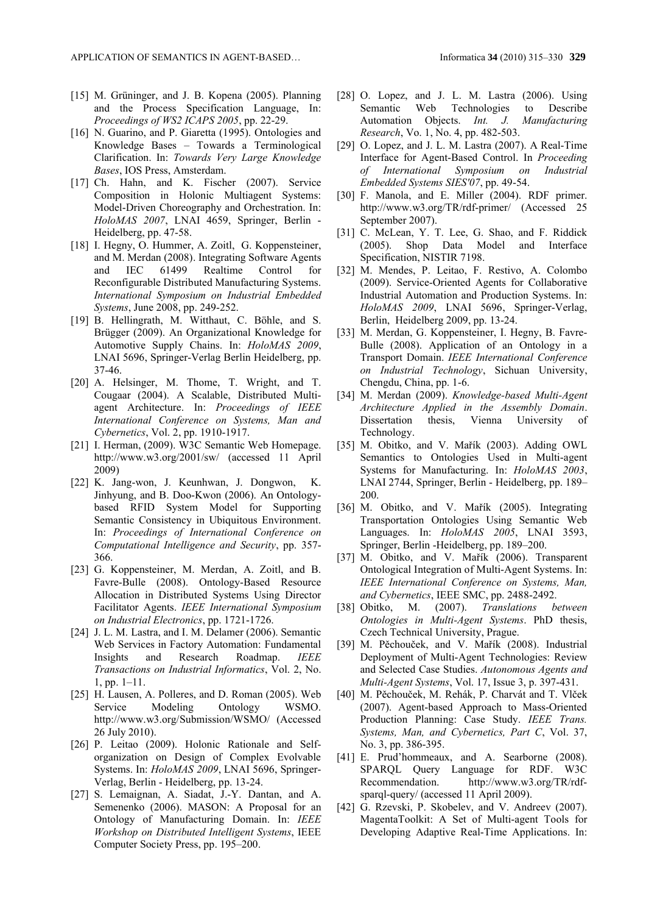[15] M. Grüninger, and J. B. Kopena (2005). Planning and the Process Specification Language, In: *Proceedings of WS2 ICAPS 2005*, pp. 22-29.

[16] N. Guarino, and P. Giaretta (1995). Ontologies and Knowledge Bases – Towards a Terminological Clarification. In: *Towards Very Large Knowledge Bases*, IOS Press, Amsterdam.

[17] Ch. Hahn, and K. Fischer (2007). Service Composition in Holonic Multiagent Systems: Model-Driven Choreography and Orchestration. In: *HoloMAS 2007*, LNAI 4659, Springer, Berlin - Heidelberg, pp. 47-58.

[18] I. Hegny, O. Hummer, A. Zoitl, G. Koppensteiner, and M. Merdan (2008). Integrating Software Agents and IEC 61499 Realtime Control for Reconfigurable Distributed Manufacturing Systems. *International Symposium on Industrial Embedded Systems*, June 2008, pp. 249-252.

[19] B. Hellingrath, M. Witthaut, C. Böhle, and S. Brügger (2009). An Organizational Knowledge for Automotive Supply Chains. In: *HoloMAS 2009*, LNAI 5696, Springer-Verlag Berlin Heidelberg, pp. 37-46.

[20] A. Helsinger, M. Thome, T. Wright, and T. Cougaar (2004). A Scalable, Distributed Multi-agent Architecture. In: *Proceedings of IEEE International Conference on Systems, Man and Cybernetics*, Vol. 2, pp. 1910-1917.

[21] I. Herman, (2009). W3C Semantic Web Homepage. http://www.w3.org/2001/sw/ (accessed 11 April 2009)

[22] K. Jang-won, J. Keunhwan, J. Dongwon, K. Jinhyung, and B. Doo-Kwon (2006). An Ontology-based RFID System Model for Supporting Semantic Consistency in Ubiquitous Environment. In: *Proceedings of International Conference on Computational Intelligence and Security*, pp. 357-366.

[23] G. Koppensteiner, M. Merdan, A. Zoitl, and B. Favre-Bulle (2008). Ontology-Based Resource Allocation in Distributed Systems Using Director Facilitator Agents. *IEEE International Symposium on Industrial Electronics*, pp. 1721-1726.

[24] J. L. M. Lastra, and I. M. Delamer (2006). Semantic Web Services in Factory Automation: Fundamental Insights and Research Roadmap. *IEEE Transactions on Industrial Informatics*, Vol. 2, No. 1, pp. 1–11.

[25] H. Lausen, A. Polleres, and D. Roman (2005). Web Service Modeling Ontology WSMO. http://www.w3.org/Submission/WSMO/ (Accessed 26 July 2010).

[26] P. Leitao (2009). Holonic Rationale and Self-organization on Design of Complex Evolvable Systems. In: *HoloMAS 2009*, LNAI 5696, Springer-Verlag, Berlin - Heidelberg, pp. 13-24.

[27] S. Lemaignan, A. Siadat, J.-Y. Dantan, and A. Semenenko (2006). MASON: A Proposal for an Ontology of Manufacturing Domain. In: *IEEE Workshop on Distributed Intelligent Systems*, IEEE Computer Society Press, pp. 195–200.

[28] O. Lopez, and J. L. M. Lastra (2006). Using Semantic Web Technologies to Describe Automation Objects. *Int. J. Manufacturing Research*, Vo. 1, No. 4, pp. 482-503.

[29] O. Lopez, and J. L. M. Lastra (2007). A Real-Time Interface for Agent-Based Control. In *Proceeding of International Symposium on Industrial Embedded Systems SIES'07*, pp. 49-54.

[30] F. Manola, and E. Miller (2004). RDF primer. http://www.w3.org/TR/rdf-primer/ (Accessed 25 September 2007).

[31] C. McLean, Y. T. Lee, G. Shao, and F. Riddick (2005). Shop Data Model and Interface Specification, NISTIR 7198.

[32] M. Mendes, P. Leitao, F. Restivo, A. Colombo (2009). Service-Oriented Agents for Collaborative Industrial Automation and Production Systems. In: *HoloMAS 2009*, LNAI 5696, Springer-Verlag, Berlin, Heidelberg 2009, pp. 13-24.

[33] M. Merdan, G. Koppensteiner, I. Hegny, B. Favre-Bulle (2008). Application of an Ontology in a Transport Domain. *IEEE International Conference on Industrial Technology*, Sichuan University, Chengdu, China, pp. 1-6.

[34] M. Merdan (2009). *Knowledge-based Multi-Agent Architecture Applied in the Assembly Domain*. Dissertation thesis, Vienna University of Technology.

[35] M. Obitko, and V. Mařík (2003). Adding OWL Semantics to Ontologies Used in Multi-agent Systems for Manufacturing. In: *HoloMAS 2003*, LNAI 2744, Springer, Berlin - Heidelberg, pp. 189–200.

[36] M. Obitko, and V. Mařík (2005). Integrating Transportation Ontologies Using Semantic Web Languages. In: *HoloMAS 2005*, LNAI 3593, Springer, Berlin -Heidelberg, pp. 189–200.

[37] M. Obitko, and V. Mařík (2006). Transparent Ontological Integration of Multi-Agent Systems. In: *IEEE International Conference on Systems, Man, and Cybernetics*, IEEE SMC, pp. 2488-2492.

[38] Obitko, M. (2007). *Translations between Ontologies in Multi-Agent Systems*. PhD thesis, Czech Technical University, Prague.

[39] M. Pěchouček, and V. Mařík (2008). Industrial Deployment of Multi-Agent Technologies: Review and Selected Case Studies. *Autonomous Agents and Multi-Agent Systems*, Vol. 17, Issue 3, p. 397-431.

[40] M. Pěchouček, M. Rehák, P. Charvát and T. Vlček (2007). Agent-based Approach to Mass-Oriented Production Planning: Case Study. *IEEE Trans. Systems, Man, and Cybernetics, Part C*, Vol. 37, No. 3, pp. 386-395.

[41] E. Prud'hommeaux, and A. Searborne (2008). SPARQL Query Language for RDF. W3C Recommendation. http://www.w3.org/TR/rdf-sparql-query/ (accessed 11 April 2009).

[42] G. Rzevski, P. Skobelev, and V. Andreev (2007). MagentaToolkit: A Set of Multi-agent Tools for Developing Adaptive Real-Time Applications. In: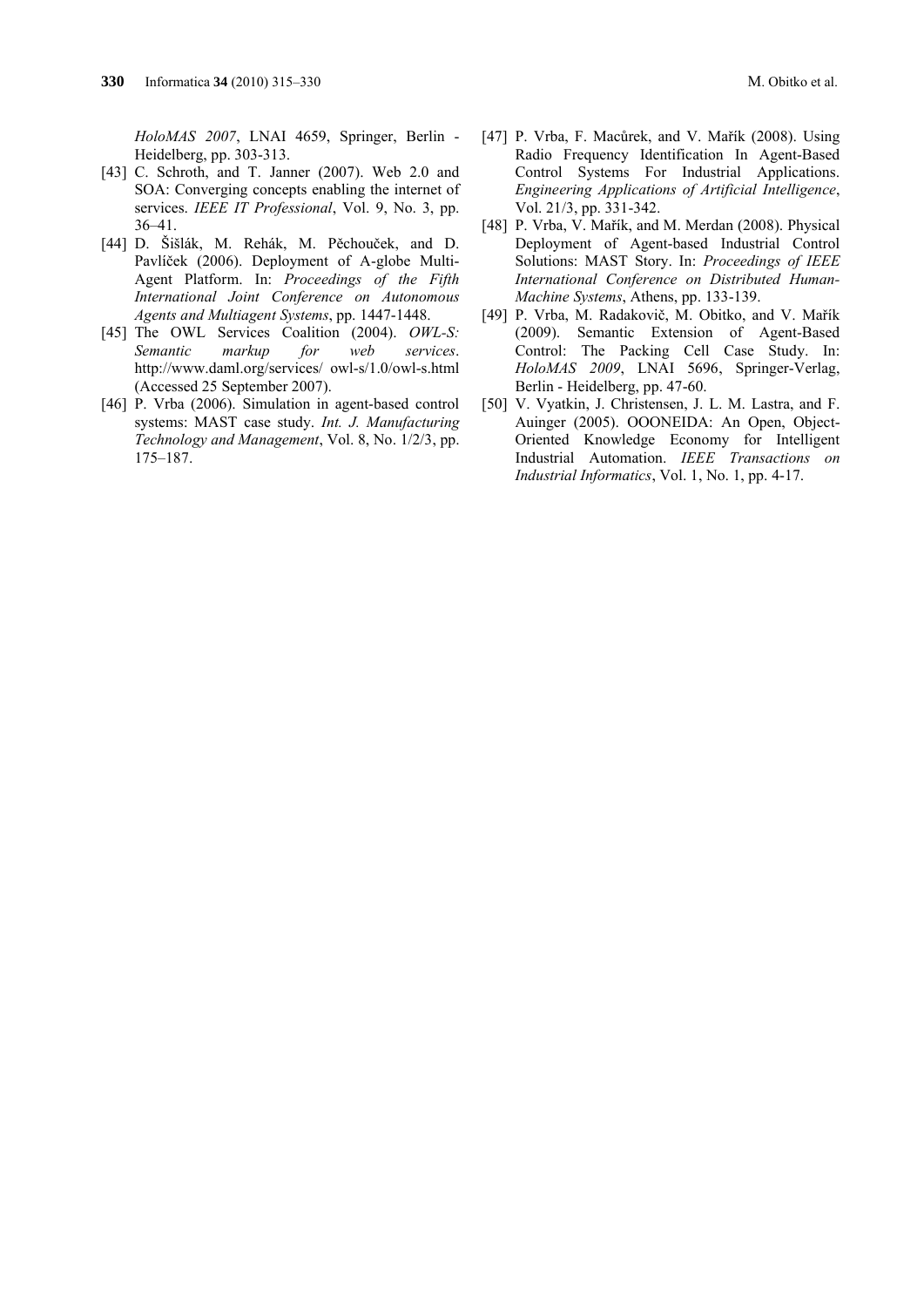*HoloMAS 2007*, LNAI 4659, Springer, Berlin - Heidelberg, pp. 303-313.

[43] C. Schroth, and T. Janner (2007). Web 2.0 and SOA: Converging concepts enabling the internet of services. *IEEE IT Professional*, Vol. 9, No. 3, pp. 36–41.

[44] D. Šišlák, M. Rehák, M. Pěchouček, and D. Pavlíček (2006). Deployment of A-globe Multi-Agent Platform. In: *Proceedings of the Fifth International Joint Conference on Autonomous Agents and Multiagent Systems*, pp. 1447-1448.

[45] The OWL Services Coalition (2004). *OWL-S: Semantic markup for web services*. http://www.daml.org/services/ owl-s/1.0/owl-s.html (Accessed 25 September 2007).

[46] P. Vrba (2006). Simulation in agent-based control systems: MAST case study. *Int. J. Manufacturing Technology and Management*, Vol. 8, No. 1/2/3, pp. 175–187.

[47] P. Vrba, F. Macůrek, and V. Mařík (2008). Using Radio Frequency Identification In Agent-Based Control Systems For Industrial Applications. *Engineering Applications of Artificial Intelligence*, Vol. 21/3, pp. 331-342.

[48] P. Vrba, V. Mařík, and M. Merdan (2008). Physical Deployment of Agent-based Industrial Control Solutions: MAST Story. In: *Proceedings of IEEE International Conference on Distributed Human-Machine Systems*, Athens, pp. 133-139.

[49] P. Vrba, M. Radakovič, M. Obitko, and V. Mařík (2009). Semantic Extension of Agent-Based Control: The Packing Cell Case Study. In: *HoloMAS 2009*, LNAI 5696, Springer-Verlag, Berlin - Heidelberg, pp. 47-60.

[50] V. Vyatkin, J. Christensen, J. L. M. Lastra, and F. Auinger (2005). OOONEIDA: An Open, Object-Oriented Knowledge Economy for Intelligent Industrial Automation. *IEEE Transactions on Industrial Informatics*, Vol. 1, No. 1, pp. 4-17.